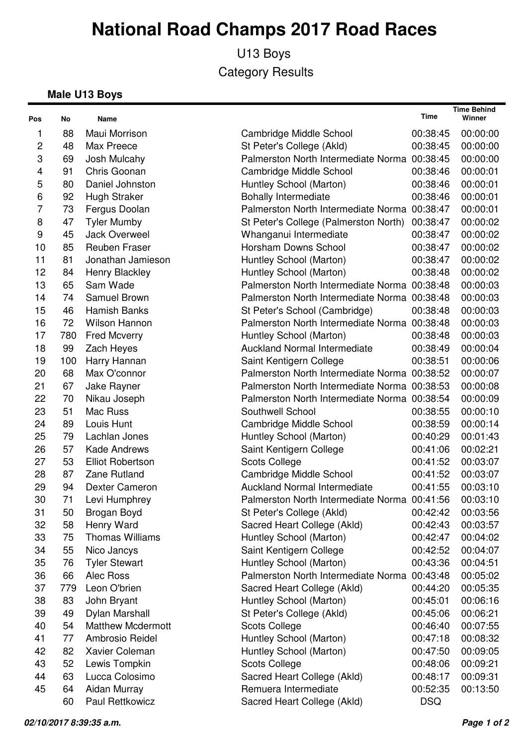# National Road Champs 2017 Road Races

U13 Boys

Category Results

**Male U13 Boys**

| Pos | No | Name | | Time | Time Behind Winner |
|---|---|---|---|---|---|
| 1 | 88 | Maui Morrison | Cambridge Middle School | 00:38:45 | 00:00:00 |
| 2 | 48 | Max Preece | St Peter's College (Akld) | 00:38:45 | 00:00:00 |
| 3 | 69 | Josh Mulcahy | Palmerston North Intermediate Norma | 00:38:45 | 00:00:00 |
| 4 | 91 | Chris Goonan | Cambridge Middle School | 00:38:46 | 00:00:01 |
| 5 | 80 | Daniel Johnston | Huntley School (Marton) | 00:38:46 | 00:00:01 |
| 6 | 92 | Hugh Straker | Bohally Intermediate | 00:38:46 | 00:00:01 |
| 7 | 73 | Fergus Doolan | Palmerston North Intermediate Norma | 00:38:47 | 00:00:01 |
| 8 | 47 | Tyler Mumby | St Peter's College (Palmerston North) | 00:38:47 | 00:00:02 |
| 9 | 45 | Jack Overweel | Whanganui Intermediate | 00:38:47 | 00:00:02 |
| 10 | 85 | Reuben Fraser | Horsham Downs School | 00:38:47 | 00:00:02 |
| 11 | 81 | Jonathan Jamieson | Huntley School (Marton) | 00:38:47 | 00:00:02 |
| 12 | 84 | Henry Blackley | Huntley School (Marton) | 00:38:48 | 00:00:02 |
| 13 | 65 | Sam Wade | Palmerston North Intermediate Norma | 00:38:48 | 00:00:03 |
| 14 | 74 | Samuel Brown | Palmerston North Intermediate Norma | 00:38:48 | 00:00:03 |
| 15 | 46 | Hamish Banks | St Peter's School (Cambridge) | 00:38:48 | 00:00:03 |
| 16 | 72 | Wilson Hannon | Palmerston North Intermediate Norma | 00:38:48 | 00:00:03 |
| 17 | 780 | Fred Mcverry | Huntley School (Marton) | 00:38:48 | 00:00:03 |
| 18 | 99 | Zach Heyes | Auckland Normal Intermediate | 00:38:49 | 00:00:04 |
| 19 | 100 | Harry Hannan | Saint Kentigern College | 00:38:51 | 00:00:06 |
| 20 | 68 | Max O'connor | Palmerston North Intermediate Norma | 00:38:52 | 00:00:07 |
| 21 | 67 | Jake Rayner | Palmerston North Intermediate Norma | 00:38:53 | 00:00:08 |
| 22 | 70 | Nikau Joseph | Palmerston North Intermediate Norma | 00:38:54 | 00:00:09 |
| 23 | 51 | Mac Russ | Southwell School | 00:38:55 | 00:00:10 |
| 24 | 89 | Louis Hunt | Cambridge Middle School | 00:38:59 | 00:00:14 |
| 25 | 79 | Lachlan Jones | Huntley School (Marton) | 00:40:29 | 00:01:43 |
| 26 | 57 | Kade Andrews | Saint Kentigern College | 00:41:06 | 00:02:21 |
| 27 | 53 | Elliot Robertson | Scots College | 00:41:52 | 00:03:07 |
| 28 | 87 | Zane Rutland | Cambridge Middle School | 00:41:52 | 00:03:07 |
| 29 | 94 | Dexter Cameron | Auckland Normal Intermediate | 00:41:55 | 00:03:10 |
| 30 | 71 | Levi Humphrey | Palmerston North Intermediate Norma | 00:41:56 | 00:03:10 |
| 31 | 50 | Brogan Boyd | St Peter's College (Akld) | 00:42:42 | 00:03:56 |
| 32 | 58 | Henry Ward | Sacred Heart College (Akld) | 00:42:43 | 00:03:57 |
| 33 | 75 | Thomas Williams | Huntley School (Marton) | 00:42:47 | 00:04:02 |
| 34 | 55 | Nico Jancys | Saint Kentigern College | 00:42:52 | 00:04:07 |
| 35 | 76 | Tyler Stewart | Huntley School (Marton) | 00:43:36 | 00:04:51 |
| 36 | 66 | Alec Ross | Palmerston North Intermediate Norma | 00:43:48 | 00:05:02 |
| 37 | 779 | Leon O'brien | Sacred Heart College (Akld) | 00:44:20 | 00:05:35 |
| 38 | 83 | John Bryant | Huntley School (Marton) | 00:45:01 | 00:06:16 |
| 39 | 49 | Dylan Marshall | St Peter's College (Akld) | 00:45:06 | 00:06:21 |
| 40 | 54 | Matthew Mcdermott | Scots College | 00:46:40 | 00:07:55 |
| 41 | 77 | Ambrosio Reidel | Huntley School (Marton) | 00:47:18 | 00:08:32 |
| 42 | 82 | Xavier Coleman | Huntley School (Marton) | 00:47:50 | 00:09:05 |
| 43 | 52 | Lewis Tompkin | Scots College | 00:48:06 | 00:09:21 |
| 44 | 63 | Lucca Colosimo | Sacred Heart College (Akld) | 00:48:17 | 00:09:31 |
| 45 | 64 | Aidan Murray | Remuera Intermediate | 00:52:35 | 00:13:50 |
| | 60 | Paul Rettkowicz | Sacred Heart College (Akld) | DSQ | |

*02/10/2017 8:39:35 a.m.*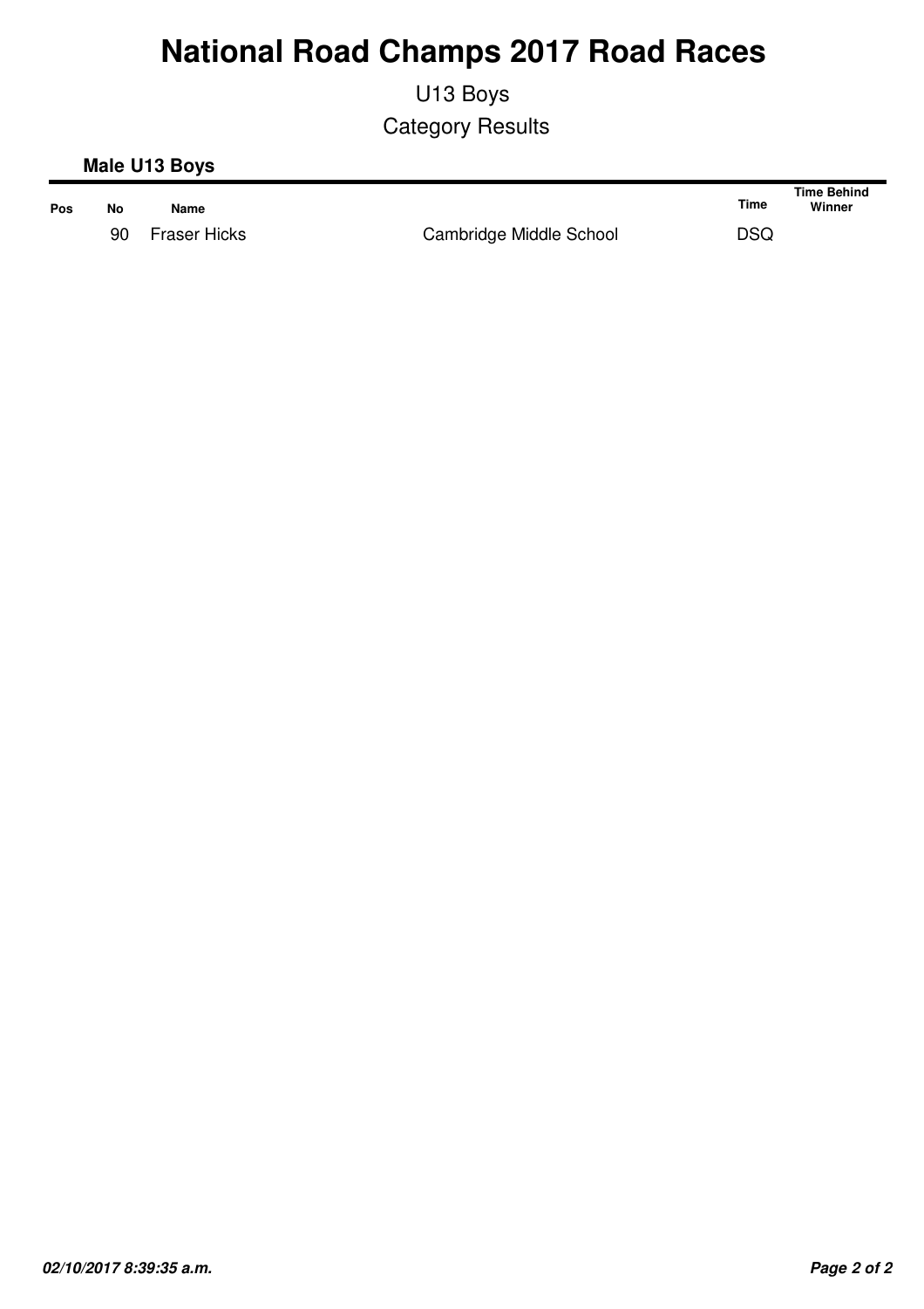# National Road Champs 2017 Road Races

U13 Boys

Category Results

**Male U13 Boys**

| Pos | No | Name | | Time | Time Behind Winner |
|---|---|---|---|---|---|
| | 90 | Fraser Hicks | Cambridge Middle School | DSQ | |

*02/10/2017 8:39:35 a.m.*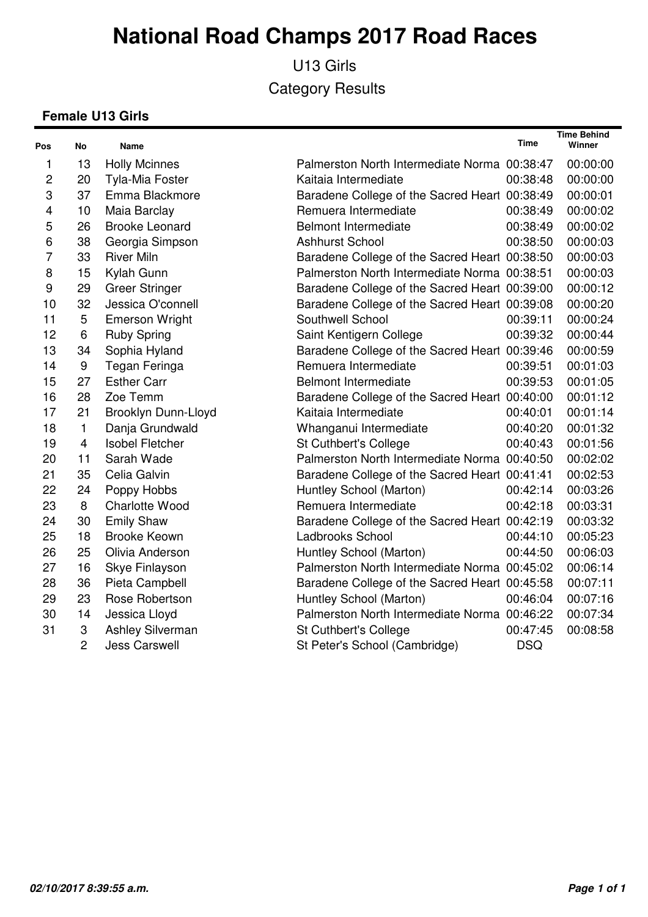# National Road Champs 2017 Road Races

U13 Girls

Category Results

### Female U13 Girls

| Pos | No | Name | | Time | Time Behind Winner |
|---|---|---|---|---|---|
| 1 | 13 | Holly Mcinnes | Palmerston North Intermediate Norma | 00:38:47 | 00:00:00 |
| 2 | 20 | Tyla-Mia Foster | Kaitaia Intermediate | 00:38:48 | 00:00:00 |
| 3 | 37 | Emma Blackmore | Baradene College of the Sacred Heart | 00:38:49 | 00:00:01 |
| 4 | 10 | Maia Barclay | Remuera Intermediate | 00:38:49 | 00:00:02 |
| 5 | 26 | Brooke Leonard | Belmont Intermediate | 00:38:49 | 00:00:02 |
| 6 | 38 | Georgia Simpson | Ashhurst School | 00:38:50 | 00:00:03 |
| 7 | 33 | River Miln | Baradene College of the Sacred Heart | 00:38:50 | 00:00:03 |
| 8 | 15 | Kylah Gunn | Palmerston North Intermediate Norma | 00:38:51 | 00:00:03 |
| 9 | 29 | Greer Stringer | Baradene College of the Sacred Heart | 00:39:00 | 00:00:12 |
| 10 | 32 | Jessica O'connell | Baradene College of the Sacred Heart | 00:39:08 | 00:00:20 |
| 11 | 5 | Emerson Wright | Southwell School | 00:39:11 | 00:00:24 |
| 12 | 6 | Ruby Spring | Saint Kentigern College | 00:39:32 | 00:00:44 |
| 13 | 34 | Sophia Hyland | Baradene College of the Sacred Heart | 00:39:46 | 00:00:59 |
| 14 | 9 | Tegan Feringa | Remuera Intermediate | 00:39:51 | 00:01:03 |
| 15 | 27 | Esther Carr | Belmont Intermediate | 00:39:53 | 00:01:05 |
| 16 | 28 | Zoe Temm | Baradene College of the Sacred Heart | 00:40:00 | 00:01:12 |
| 17 | 21 | Brooklyn Dunn-Lloyd | Kaitaia Intermediate | 00:40:01 | 00:01:14 |
| 18 | 1 | Danja Grundwald | Whanganui Intermediate | 00:40:20 | 00:01:32 |
| 19 | 4 | Isobel Fletcher | St Cuthbert's College | 00:40:43 | 00:01:56 |
| 20 | 11 | Sarah Wade | Palmerston North Intermediate Norma | 00:40:50 | 00:02:02 |
| 21 | 35 | Celia Galvin | Baradene College of the Sacred Heart | 00:41:41 | 00:02:53 |
| 22 | 24 | Poppy Hobbs | Huntley School (Marton) | 00:42:14 | 00:03:26 |
| 23 | 8 | Charlotte Wood | Remuera Intermediate | 00:42:18 | 00:03:31 |
| 24 | 30 | Emily Shaw | Baradene College of the Sacred Heart | 00:42:19 | 00:03:32 |
| 25 | 18 | Brooke Keown | Ladbrooks School | 00:44:10 | 00:05:23 |
| 26 | 25 | Olivia Anderson | Huntley School (Marton) | 00:44:50 | 00:06:03 |
| 27 | 16 | Skye Finlayson | Palmerston North Intermediate Norma | 00:45:02 | 00:06:14 |
| 28 | 36 | Pieta Campbell | Baradene College of the Sacred Heart | 00:45:58 | 00:07:11 |
| 29 | 23 | Rose Robertson | Huntley School (Marton) | 00:46:04 | 00:07:16 |
| 30 | 14 | Jessica Lloyd | Palmerston North Intermediate Norma | 00:46:22 | 00:07:34 |
| 31 | 3 | Ashley Silverman | St Cuthbert's College | 00:47:45 | 00:08:58 |
| | 2 | Jess Carswell | St Peter's School (Cambridge) | DSQ | |

*02/10/2017 8:39:55 a.m.*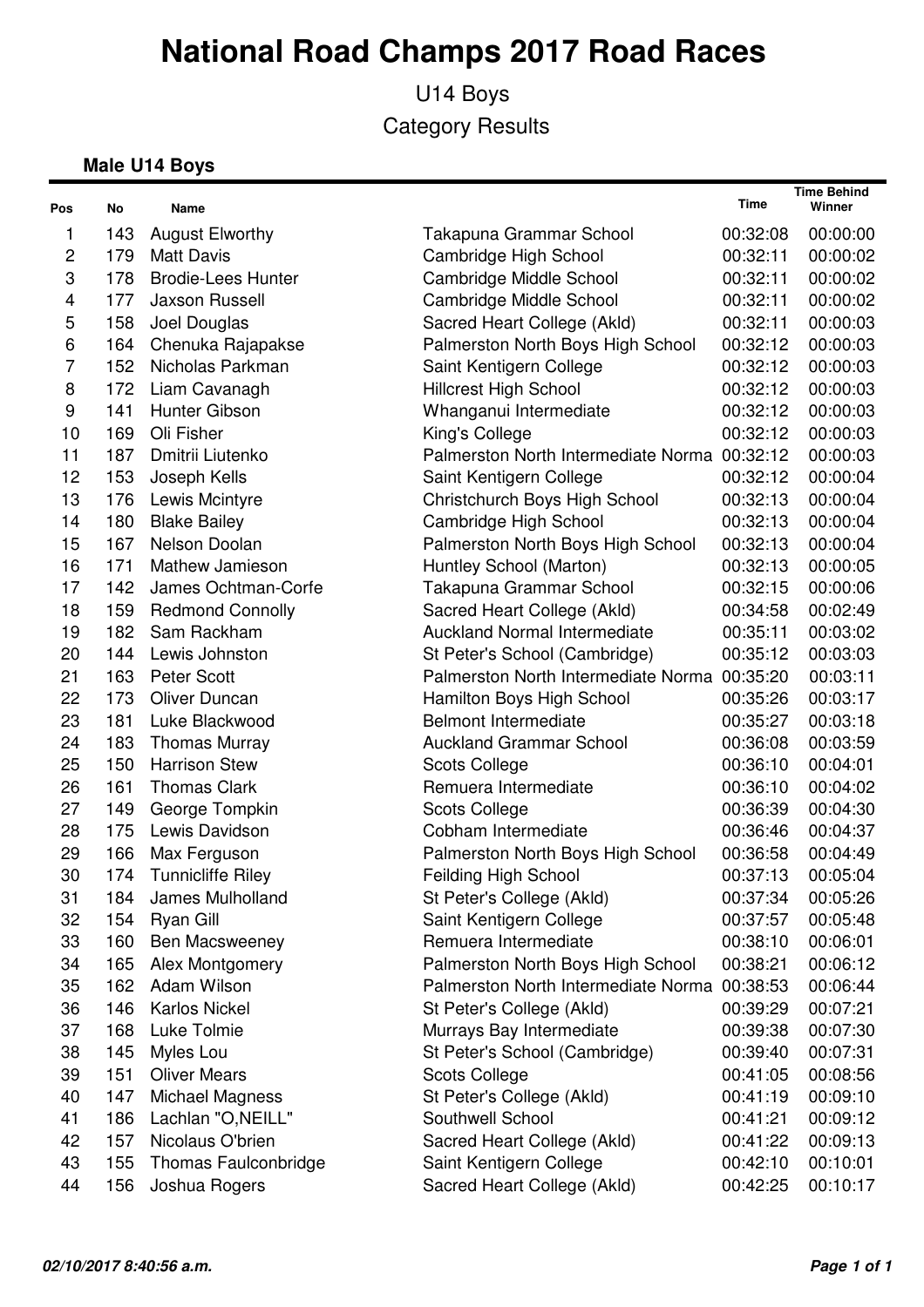# National Road Champs 2017 Road Races

U14 Boys

Category Results

### Male U14 Boys

| Pos | No | Name | | Time | Time Behind Winner |
|---|---|---|---|---|---|
| 1 | 143 | August Elworthy | Takapuna Grammar School | 00:32:08 | 00:00:00 |
| 2 | 179 | Matt Davis | Cambridge High School | 00:32:11 | 00:00:02 |
| 3 | 178 | Brodie-Lees Hunter | Cambridge Middle School | 00:32:11 | 00:00:02 |
| 4 | 177 | Jaxson Russell | Cambridge Middle School | 00:32:11 | 00:00:02 |
| 5 | 158 | Joel Douglas | Sacred Heart College (Akld) | 00:32:11 | 00:00:03 |
| 6 | 164 | Chenuka Rajapakse | Palmerston North Boys High School | 00:32:12 | 00:00:03 |
| 7 | 152 | Nicholas Parkman | Saint Kentigern College | 00:32:12 | 00:00:03 |
| 8 | 172 | Liam Cavanagh | Hillcrest High School | 00:32:12 | 00:00:03 |
| 9 | 141 | Hunter Gibson | Whanganui Intermediate | 00:32:12 | 00:00:03 |
| 10 | 169 | Oli Fisher | King's College | 00:32:12 | 00:00:03 |
| 11 | 187 | Dmitrii Liutenko | Palmerston North Intermediate Norma | 00:32:12 | 00:00:03 |
| 12 | 153 | Joseph Kells | Saint Kentigern College | 00:32:12 | 00:00:04 |
| 13 | 176 | Lewis Mcintyre | Christchurch Boys High School | 00:32:13 | 00:00:04 |
| 14 | 180 | Blake Bailey | Cambridge High School | 00:32:13 | 00:00:04 |
| 15 | 167 | Nelson Doolan | Palmerston North Boys High School | 00:32:13 | 00:00:04 |
| 16 | 171 | Mathew Jamieson | Huntley School (Marton) | 00:32:13 | 00:00:05 |
| 17 | 142 | James Ochtman-Corfe | Takapuna Grammar School | 00:32:15 | 00:00:06 |
| 18 | 159 | Redmond Connolly | Sacred Heart College (Akld) | 00:34:58 | 00:02:49 |
| 19 | 182 | Sam Rackham | Auckland Normal Intermediate | 00:35:11 | 00:03:02 |
| 20 | 144 | Lewis Johnston | St Peter's School (Cambridge) | 00:35:12 | 00:03:03 |
| 21 | 163 | Peter Scott | Palmerston North Intermediate Norma | 00:35:20 | 00:03:11 |
| 22 | 173 | Oliver Duncan | Hamilton Boys High School | 00:35:26 | 00:03:17 |
| 23 | 181 | Luke Blackwood | Belmont Intermediate | 00:35:27 | 00:03:18 |
| 24 | 183 | Thomas Murray | Auckland Grammar School | 00:36:08 | 00:03:59 |
| 25 | 150 | Harrison Stew | Scots College | 00:36:10 | 00:04:01 |
| 26 | 161 | Thomas Clark | Remuera Intermediate | 00:36:10 | 00:04:02 |
| 27 | 149 | George Tompkin | Scots College | 00:36:39 | 00:04:30 |
| 28 | 175 | Lewis Davidson | Cobham Intermediate | 00:36:46 | 00:04:37 |
| 29 | 166 | Max Ferguson | Palmerston North Boys High School | 00:36:58 | 00:04:49 |
| 30 | 174 | Tunnicliffe Riley | Feilding High School | 00:37:13 | 00:05:04 |
| 31 | 184 | James Mulholland | St Peter's College (Akld) | 00:37:34 | 00:05:26 |
| 32 | 154 | Ryan Gill | Saint Kentigern College | 00:37:57 | 00:05:48 |
| 33 | 160 | Ben Macsweeney | Remuera Intermediate | 00:38:10 | 00:06:01 |
| 34 | 165 | Alex Montgomery | Palmerston North Boys High School | 00:38:21 | 00:06:12 |
| 35 | 162 | Adam Wilson | Palmerston North Intermediate Norma | 00:38:53 | 00:06:44 |
| 36 | 146 | Karlos Nickel | St Peter's College (Akld) | 00:39:29 | 00:07:21 |
| 37 | 168 | Luke Tolmie | Murrays Bay Intermediate | 00:39:38 | 00:07:30 |
| 38 | 145 | Myles Lou | St Peter's School (Cambridge) | 00:39:40 | 00:07:31 |
| 39 | 151 | Oliver Mears | Scots College | 00:41:05 | 00:08:56 |
| 40 | 147 | Michael Magness | St Peter's College (Akld) | 00:41:19 | 00:09:10 |
| 41 | 186 | Lachlan "O,NEILL" | Southwell School | 00:41:21 | 00:09:12 |
| 42 | 157 | Nicolaus O'brien | Sacred Heart College (Akld) | 00:41:22 | 00:09:13 |
| 43 | 155 | Thomas Faulconbridge | Saint Kentigern College | 00:42:10 | 00:10:01 |
| 44 | 156 | Joshua Rogers | Sacred Heart College (Akld) | 00:42:25 | 00:10:17 |

*02/10/2017 8:40:56 a.m.*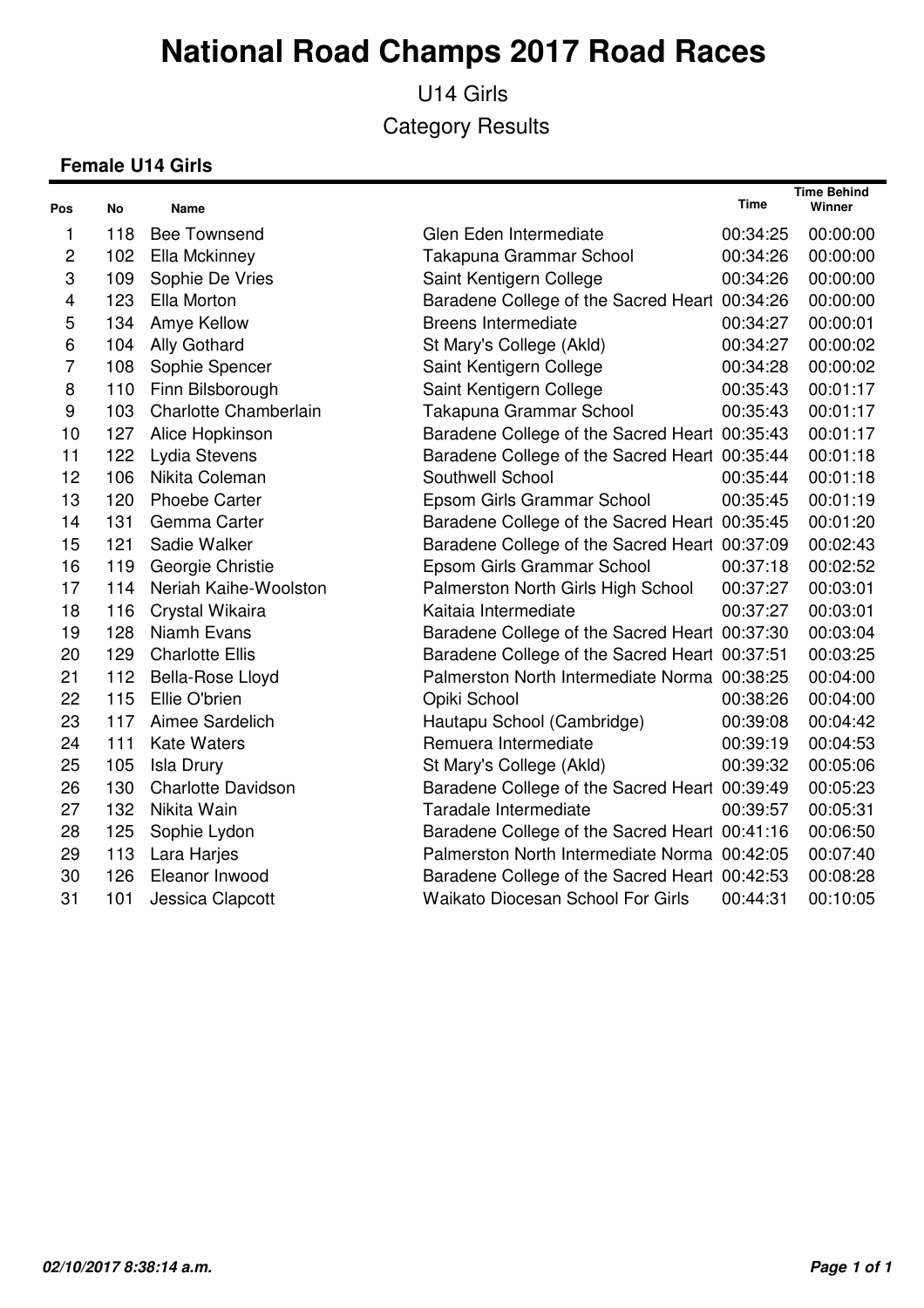# National Road Champs 2017 Road Races

U14 Girls

Category Results

### Female U14 Girls

| Pos | No | Name | | Time | Time Behind Winner |
|---|---|---|---|---|---|
| 1 | 118 | Bee Townsend | Glen Eden Intermediate | 00:34:25 | 00:00:00 |
| 2 | 102 | Ella Mckinney | Takapuna Grammar School | 00:34:26 | 00:00:00 |
| 3 | 109 | Sophie De Vries | Saint Kentigern College | 00:34:26 | 00:00:00 |
| 4 | 123 | Ella Morton | Baradene College of the Sacred Heart | 00:34:26 | 00:00:00 |
| 5 | 134 | Amye Kellow | Breens Intermediate | 00:34:27 | 00:00:01 |
| 6 | 104 | Ally Gothard | St Mary's College (Akld) | 00:34:27 | 00:00:02 |
| 7 | 108 | Sophie Spencer | Saint Kentigern College | 00:34:28 | 00:00:02 |
| 8 | 110 | Finn Bilsborough | Saint Kentigern College | 00:35:43 | 00:01:17 |
| 9 | 103 | Charlotte Chamberlain | Takapuna Grammar School | 00:35:43 | 00:01:17 |
| 10 | 127 | Alice Hopkinson | Baradene College of the Sacred Heart | 00:35:43 | 00:01:17 |
| 11 | 122 | Lydia Stevens | Baradene College of the Sacred Heart | 00:35:44 | 00:01:18 |
| 12 | 106 | Nikita Coleman | Southwell School | 00:35:44 | 00:01:18 |
| 13 | 120 | Phoebe Carter | Epsom Girls Grammar School | 00:35:45 | 00:01:19 |
| 14 | 131 | Gemma Carter | Baradene College of the Sacred Heart | 00:35:45 | 00:01:20 |
| 15 | 121 | Sadie Walker | Baradene College of the Sacred Heart | 00:37:09 | 00:02:43 |
| 16 | 119 | Georgie Christie | Epsom Girls Grammar School | 00:37:18 | 00:02:52 |
| 17 | 114 | Neriah Kaihe-Woolston | Palmerston North Girls High School | 00:37:27 | 00:03:01 |
| 18 | 116 | Crystal Wikaira | Kaitaia Intermediate | 00:37:27 | 00:03:01 |
| 19 | 128 | Niamh Evans | Baradene College of the Sacred Heart | 00:37:30 | 00:03:04 |
| 20 | 129 | Charlotte Ellis | Baradene College of the Sacred Heart | 00:37:51 | 00:03:25 |
| 21 | 112 | Bella-Rose Lloyd | Palmerston North Intermediate Norma | 00:38:25 | 00:04:00 |
| 22 | 115 | Ellie O'brien | Opiki School | 00:38:26 | 00:04:00 |
| 23 | 117 | Aimee Sardelich | Hautapu School (Cambridge) | 00:39:08 | 00:04:42 |
| 24 | 111 | Kate Waters | Remuera Intermediate | 00:39:19 | 00:04:53 |
| 25 | 105 | Isla Drury | St Mary's College (Akld) | 00:39:32 | 00:05:06 |
| 26 | 130 | Charlotte Davidson | Baradene College of the Sacred Heart | 00:39:49 | 00:05:23 |
| 27 | 132 | Nikita Wain | Taradale Intermediate | 00:39:57 | 00:05:31 |
| 28 | 125 | Sophie Lydon | Baradene College of the Sacred Heart | 00:41:16 | 00:06:50 |
| 29 | 113 | Lara Harjes | Palmerston North Intermediate Norma | 00:42:05 | 00:07:40 |
| 30 | 126 | Eleanor Inwood | Baradene College of the Sacred Heart | 00:42:53 | 00:08:28 |
| 31 | 101 | Jessica Clapcott | Waikato Diocesan School For Girls | 00:44:31 | 00:10:05 |

*02/10/2017 8:38:14 a.m.*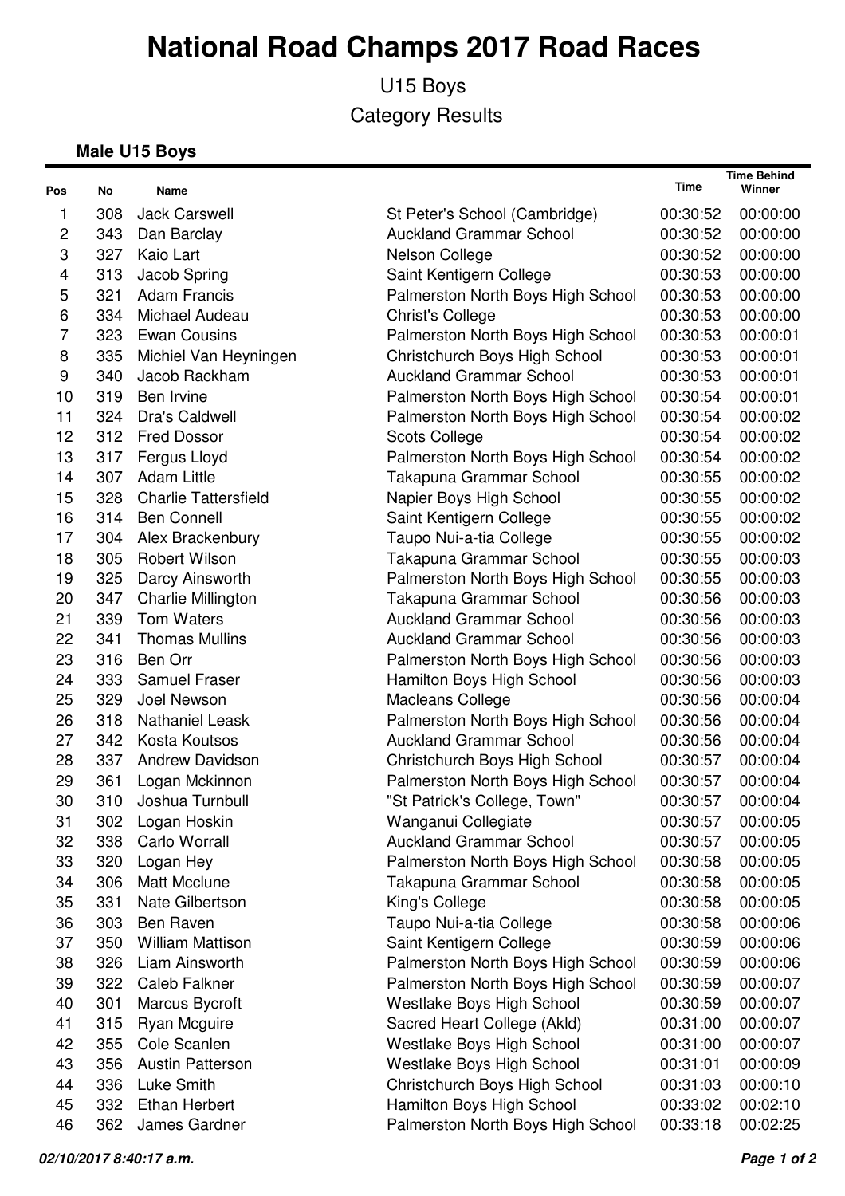# National Road Champs 2017 Road Races

U15 Boys

Category Results

### Male U15 Boys

| Pos | No | Name | | Time | Time Behind Winner |
|---|---|---|---|---|---|
| 1 | 308 | Jack Carswell | St Peter's School (Cambridge) | 00:30:52 | 00:00:00 |
| 2 | 343 | Dan Barclay | Auckland Grammar School | 00:30:52 | 00:00:00 |
| 3 | 327 | Kaio Lart | Nelson College | 00:30:52 | 00:00:00 |
| 4 | 313 | Jacob Spring | Saint Kentigern College | 00:30:53 | 00:00:00 |
| 5 | 321 | Adam Francis | Palmerston North Boys High School | 00:30:53 | 00:00:00 |
| 6 | 334 | Michael Audeau | Christ's College | 00:30:53 | 00:00:00 |
| 7 | 323 | Ewan Cousins | Palmerston North Boys High School | 00:30:53 | 00:00:01 |
| 8 | 335 | Michiel Van Heyningen | Christchurch Boys High School | 00:30:53 | 00:00:01 |
| 9 | 340 | Jacob Rackham | Auckland Grammar School | 00:30:53 | 00:00:01 |
| 10 | 319 | Ben Irvine | Palmerston North Boys High School | 00:30:54 | 00:00:01 |
| 11 | 324 | Dra's Caldwell | Palmerston North Boys High School | 00:30:54 | 00:00:02 |
| 12 | 312 | Fred Dossor | Scots College | 00:30:54 | 00:00:02 |
| 13 | 317 | Fergus Lloyd | Palmerston North Boys High School | 00:30:54 | 00:00:02 |
| 14 | 307 | Adam Little | Takapuna Grammar School | 00:30:55 | 00:00:02 |
| 15 | 328 | Charlie Tattersfield | Napier Boys High School | 00:30:55 | 00:00:02 |
| 16 | 314 | Ben Connell | Saint Kentigern College | 00:30:55 | 00:00:02 |
| 17 | 304 | Alex Brackenbury | Taupo Nui-a-tia College | 00:30:55 | 00:00:02 |
| 18 | 305 | Robert Wilson | Takapuna Grammar School | 00:30:55 | 00:00:03 |
| 19 | 325 | Darcy Ainsworth | Palmerston North Boys High School | 00:30:55 | 00:00:03 |
| 20 | 347 | Charlie Millington | Takapuna Grammar School | 00:30:56 | 00:00:03 |
| 21 | 339 | Tom Waters | Auckland Grammar School | 00:30:56 | 00:00:03 |
| 22 | 341 | Thomas Mullins | Auckland Grammar School | 00:30:56 | 00:00:03 |
| 23 | 316 | Ben Orr | Palmerston North Boys High School | 00:30:56 | 00:00:03 |
| 24 | 333 | Samuel Fraser | Hamilton Boys High School | 00:30:56 | 00:00:03 |
| 25 | 329 | Joel Newson | Macleans College | 00:30:56 | 00:00:04 |
| 26 | 318 | Nathaniel Leask | Palmerston North Boys High School | 00:30:56 | 00:00:04 |
| 27 | 342 | Kosta Koutsos | Auckland Grammar School | 00:30:56 | 00:00:04 |
| 28 | 337 | Andrew Davidson | Christchurch Boys High School | 00:30:57 | 00:00:04 |
| 29 | 361 | Logan Mckinnon | Palmerston North Boys High School | 00:30:57 | 00:00:04 |
| 30 | 310 | Joshua Turnbull | "St Patrick's College, Town" | 00:30:57 | 00:00:04 |
| 31 | 302 | Logan Hoskin | Wanganui Collegiate | 00:30:57 | 00:00:05 |
| 32 | 338 | Carlo Worrall | Auckland Grammar School | 00:30:57 | 00:00:05 |
| 33 | 320 | Logan Hey | Palmerston North Boys High School | 00:30:58 | 00:00:05 |
| 34 | 306 | Matt Mcclune | Takapuna Grammar School | 00:30:58 | 00:00:05 |
| 35 | 331 | Nate Gilbertson | King's College | 00:30:58 | 00:00:05 |
| 36 | 303 | Ben Raven | Taupo Nui-a-tia College | 00:30:58 | 00:00:06 |
| 37 | 350 | William Mattison | Saint Kentigern College | 00:30:59 | 00:00:06 |
| 38 | 326 | Liam Ainsworth | Palmerston North Boys High School | 00:30:59 | 00:00:06 |
| 39 | 322 | Caleb Falkner | Palmerston North Boys High School | 00:30:59 | 00:00:07 |
| 40 | 301 | Marcus Bycroft | Westlake Boys High School | 00:30:59 | 00:00:07 |
| 41 | 315 | Ryan Mcguire | Sacred Heart College (Akld) | 00:31:00 | 00:00:07 |
| 42 | 355 | Cole Scanlen | Westlake Boys High School | 00:31:00 | 00:00:07 |
| 43 | 356 | Austin Patterson | Westlake Boys High School | 00:31:01 | 00:00:09 |
| 44 | 336 | Luke Smith | Christchurch Boys High School | 00:31:03 | 00:00:10 |
| 45 | 332 | Ethan Herbert | Hamilton Boys High School | 00:33:02 | 00:02:10 |
| 46 | 362 | James Gardner | Palmerston North Boys High School | 00:33:18 | 00:02:25 |

*02/10/2017 8:40:17 a.m.*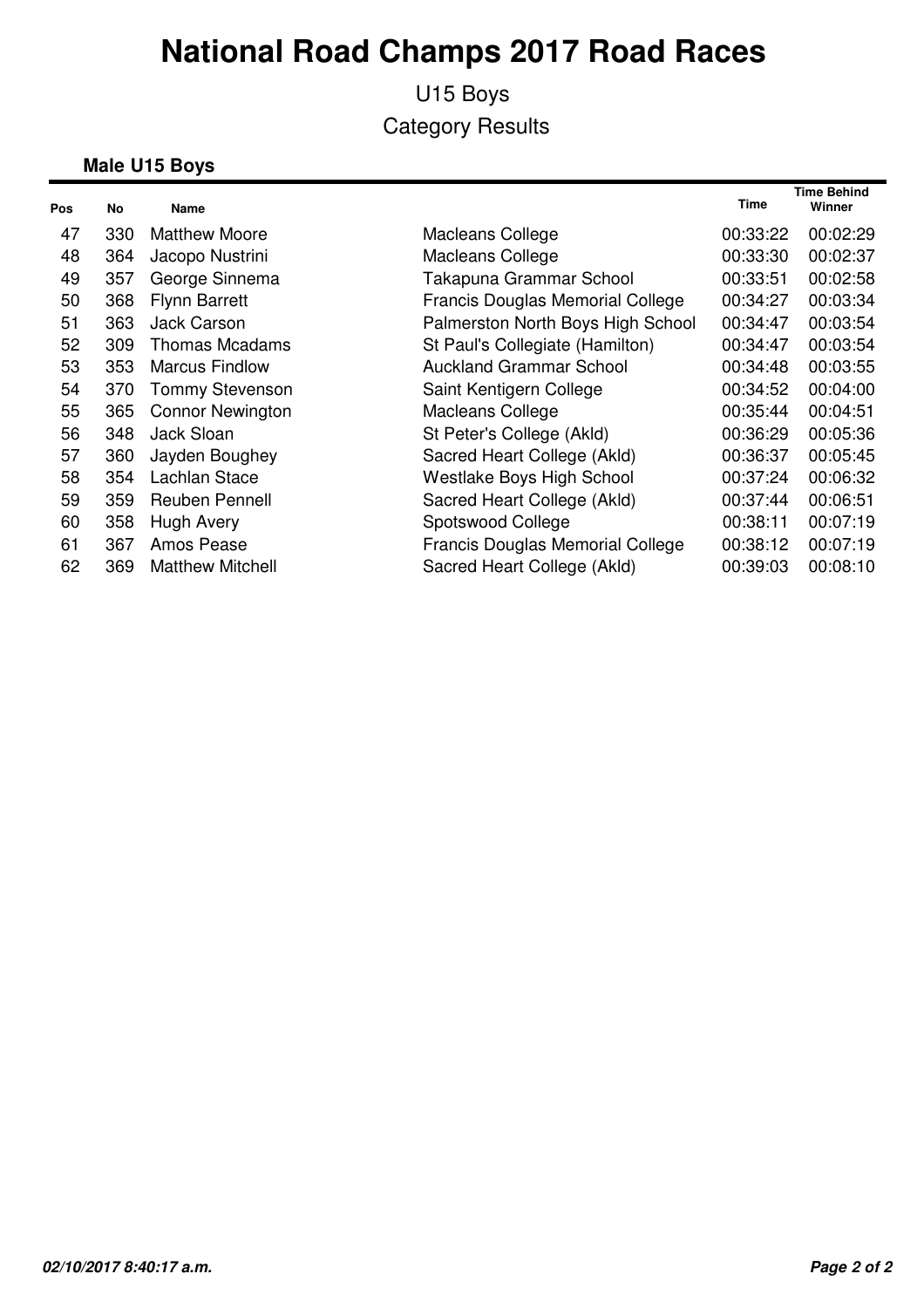# National Road Champs 2017 Road Races

U15 Boys

Category Results

### Male U15 Boys

| Pos | No | Name | | Time | Time Behind Winner |
|---|---|---|---|---|---|
| 47 | 330 | Matthew Moore | Macleans College | 00:33:22 | 00:02:29 |
| 48 | 364 | Jacopo Nustrini | Macleans College | 00:33:30 | 00:02:37 |
| 49 | 357 | George Sinnema | Takapuna Grammar School | 00:33:51 | 00:02:58 |
| 50 | 368 | Flynn Barrett | Francis Douglas Memorial College | 00:34:27 | 00:03:34 |
| 51 | 363 | Jack Carson | Palmerston North Boys High School | 00:34:47 | 00:03:54 |
| 52 | 309 | Thomas Mcadams | St Paul's Collegiate (Hamilton) | 00:34:47 | 00:03:54 |
| 53 | 353 | Marcus Findlow | Auckland Grammar School | 00:34:48 | 00:03:55 |
| 54 | 370 | Tommy Stevenson | Saint Kentigern College | 00:34:52 | 00:04:00 |
| 55 | 365 | Connor Newington | Macleans College | 00:35:44 | 00:04:51 |
| 56 | 348 | Jack Sloan | St Peter's College (Akld) | 00:36:29 | 00:05:36 |
| 57 | 360 | Jayden Boughey | Sacred Heart College (Akld) | 00:36:37 | 00:05:45 |
| 58 | 354 | Lachlan Stace | Westlake Boys High School | 00:37:24 | 00:06:32 |
| 59 | 359 | Reuben Pennell | Sacred Heart College (Akld) | 00:37:44 | 00:06:51 |
| 60 | 358 | Hugh Avery | Spotswood College | 00:38:11 | 00:07:19 |
| 61 | 367 | Amos Pease | Francis Douglas Memorial College | 00:38:12 | 00:07:19 |
| 62 | 369 | Matthew Mitchell | Sacred Heart College (Akld) | 00:39:03 | 00:08:10 |

*02/10/2017 8:40:17 a.m.*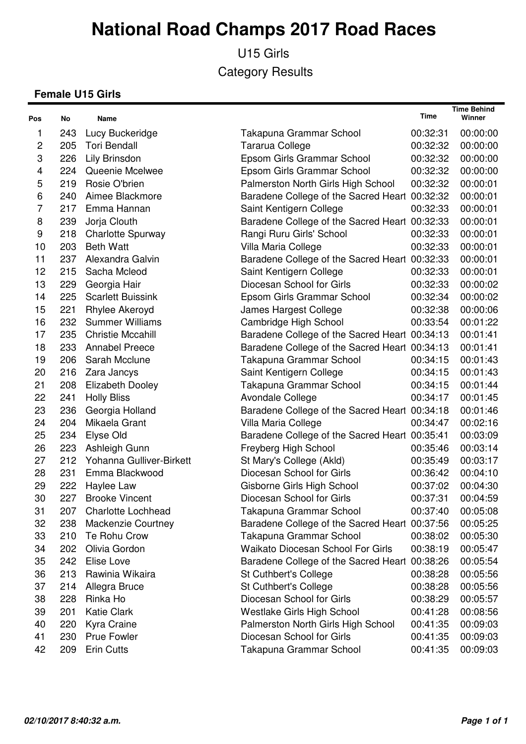# National Road Champs 2017 Road Races

U15 Girls

Category Results

### Female U15 Girls

| Pos | No | Name | | Time | Time Behind Winner |
|---|---|---|---|---|---|
| 1 | 243 | Lucy Buckeridge | Takapuna Grammar School | 00:32:31 | 00:00:00 |
| 2 | 205 | Tori Bendall | Tararua College | 00:32:32 | 00:00:00 |
| 3 | 226 | Lily Brinsdon | Epsom Girls Grammar School | 00:32:32 | 00:00:00 |
| 4 | 224 | Queenie Mcelwee | Epsom Girls Grammar School | 00:32:32 | 00:00:00 |
| 5 | 219 | Rosie O'brien | Palmerston North Girls High School | 00:32:32 | 00:00:01 |
| 6 | 240 | Aimee Blackmore | Baradene College of the Sacred Heart | 00:32:32 | 00:00:01 |
| 7 | 217 | Emma Hannan | Saint Kentigern College | 00:32:33 | 00:00:01 |
| 8 | 239 | Jorja Clouth | Baradene College of the Sacred Heart | 00:32:33 | 00:00:01 |
| 9 | 218 | Charlotte Spurway | Rangi Ruru Girls' School | 00:32:33 | 00:00:01 |
| 10 | 203 | Beth Watt | Villa Maria College | 00:32:33 | 00:00:01 |
| 11 | 237 | Alexandra Galvin | Baradene College of the Sacred Heart | 00:32:33 | 00:00:01 |
| 12 | 215 | Sacha Mcleod | Saint Kentigern College | 00:32:33 | 00:00:01 |
| 13 | 229 | Georgia Hair | Diocesan School for Girls | 00:32:33 | 00:00:02 |
| 14 | 225 | Scarlett Buissink | Epsom Girls Grammar School | 00:32:34 | 00:00:02 |
| 15 | 221 | Rhylee Akeroyd | James Hargest College | 00:32:38 | 00:00:06 |
| 16 | 232 | Summer Williams | Cambridge High School | 00:33:54 | 00:01:22 |
| 17 | 235 | Christie Mccahill | Baradene College of the Sacred Heart | 00:34:13 | 00:01:41 |
| 18 | 233 | Annabel Preece | Baradene College of the Sacred Heart | 00:34:13 | 00:01:41 |
| 19 | 206 | Sarah Mcclune | Takapuna Grammar School | 00:34:15 | 00:01:43 |
| 20 | 216 | Zara Jancys | Saint Kentigern College | 00:34:15 | 00:01:43 |
| 21 | 208 | Elizabeth Dooley | Takapuna Grammar School | 00:34:15 | 00:01:44 |
| 22 | 241 | Holly Bliss | Avondale College | 00:34:17 | 00:01:45 |
| 23 | 236 | Georgia Holland | Baradene College of the Sacred Heart | 00:34:18 | 00:01:46 |
| 24 | 204 | Mikaela Grant | Villa Maria College | 00:34:47 | 00:02:16 |
| 25 | 234 | Elyse Old | Baradene College of the Sacred Heart | 00:35:41 | 00:03:09 |
| 26 | 223 | Ashleigh Gunn | Freyberg High School | 00:35:46 | 00:03:14 |
| 27 | 212 | Yohanna Gulliver-Birkett | St Mary's College (Akld) | 00:35:49 | 00:03:17 |
| 28 | 231 | Emma Blackwood | Diocesan School for Girls | 00:36:42 | 00:04:10 |
| 29 | 222 | Haylee Law | Gisborne Girls High School | 00:37:02 | 00:04:30 |
| 30 | 227 | Brooke Vincent | Diocesan School for Girls | 00:37:31 | 00:04:59 |
| 31 | 207 | Charlotte Lochhead | Takapuna Grammar School | 00:37:40 | 00:05:08 |
| 32 | 238 | Mackenzie Courtney | Baradene College of the Sacred Heart | 00:37:56 | 00:05:25 |
| 33 | 210 | Te Rohu Crow | Takapuna Grammar School | 00:38:02 | 00:05:30 |
| 34 | 202 | Olivia Gordon | Waikato Diocesan School For Girls | 00:38:19 | 00:05:47 |
| 35 | 242 | Elise Love | Baradene College of the Sacred Heart | 00:38:26 | 00:05:54 |
| 36 | 213 | Rawinia Wikaira | St Cuthbert's College | 00:38:28 | 00:05:56 |
| 37 | 214 | Allegra Bruce | St Cuthbert's College | 00:38:28 | 00:05:56 |
| 38 | 228 | Rinka Ho | Diocesan School for Girls | 00:38:29 | 00:05:57 |
| 39 | 201 | Katie Clark | Westlake Girls High School | 00:41:28 | 00:08:56 |
| 40 | 220 | Kyra Craine | Palmerston North Girls High School | 00:41:35 | 00:09:03 |
| 41 | 230 | Prue Fowler | Diocesan School for Girls | 00:41:35 | 00:09:03 |
| 42 | 209 | Erin Cutts | Takapuna Grammar School | 00:41:35 | 00:09:03 |

*02/10/2017 8:40:32 a.m.*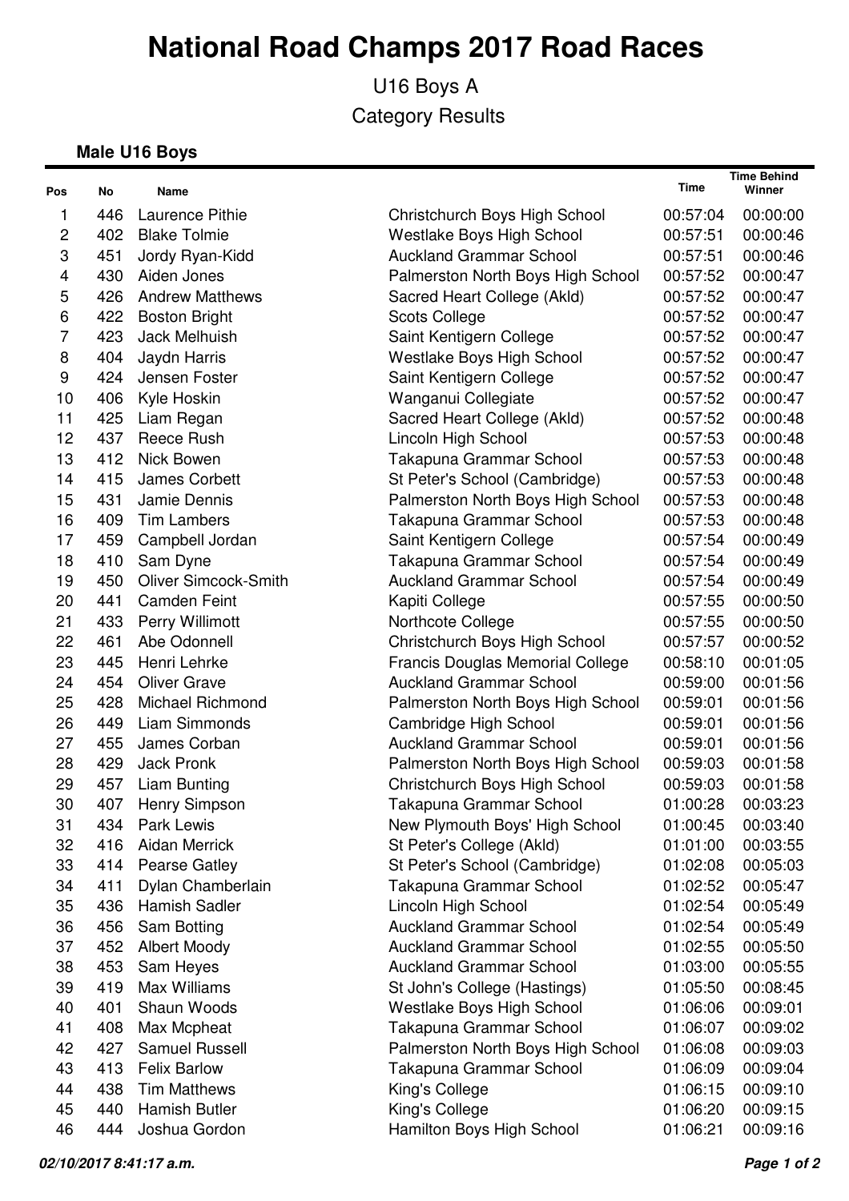# National Road Champs 2017 Road Races

U16 Boys A

Category Results

### Male U16 Boys

| Pos | No | Name | | Time | Time Behind Winner |
|---|---|---|---|---|---|
| 1 | 446 | Laurence Pithie | Christchurch Boys High School | 00:57:04 | 00:00:00 |
| 2 | 402 | Blake Tolmie | Westlake Boys High School | 00:57:51 | 00:00:46 |
| 3 | 451 | Jordy Ryan-Kidd | Auckland Grammar School | 00:57:51 | 00:00:46 |
| 4 | 430 | Aiden Jones | Palmerston North Boys High School | 00:57:52 | 00:00:47 |
| 5 | 426 | Andrew Matthews | Sacred Heart College (Akld) | 00:57:52 | 00:00:47 |
| 6 | 422 | Boston Bright | Scots College | 00:57:52 | 00:00:47 |
| 7 | 423 | Jack Melhuish | Saint Kentigern College | 00:57:52 | 00:00:47 |
| 8 | 404 | Jaydn Harris | Westlake Boys High School | 00:57:52 | 00:00:47 |
| 9 | 424 | Jensen Foster | Saint Kentigern College | 00:57:52 | 00:00:47 |
| 10 | 406 | Kyle Hoskin | Wanganui Collegiate | 00:57:52 | 00:00:47 |
| 11 | 425 | Liam Regan | Sacred Heart College (Akld) | 00:57:52 | 00:00:48 |
| 12 | 437 | Reece Rush | Lincoln High School | 00:57:53 | 00:00:48 |
| 13 | 412 | Nick Bowen | Takapuna Grammar School | 00:57:53 | 00:00:48 |
| 14 | 415 | James Corbett | St Peter's School (Cambridge) | 00:57:53 | 00:00:48 |
| 15 | 431 | Jamie Dennis | Palmerston North Boys High School | 00:57:53 | 00:00:48 |
| 16 | 409 | Tim Lambers | Takapuna Grammar School | 00:57:53 | 00:00:48 |
| 17 | 459 | Campbell Jordan | Saint Kentigern College | 00:57:54 | 00:00:49 |
| 18 | 410 | Sam Dyne | Takapuna Grammar School | 00:57:54 | 00:00:49 |
| 19 | 450 | Oliver Simcock-Smith | Auckland Grammar School | 00:57:54 | 00:00:49 |
| 20 | 441 | Camden Feint | Kapiti College | 00:57:55 | 00:00:50 |
| 21 | 433 | Perry Willimott | Northcote College | 00:57:55 | 00:00:50 |
| 22 | 461 | Abe Odonnell | Christchurch Boys High School | 00:57:57 | 00:00:52 |
| 23 | 445 | Henri Lehrke | Francis Douglas Memorial College | 00:58:10 | 00:01:05 |
| 24 | 454 | Oliver Grave | Auckland Grammar School | 00:59:00 | 00:01:56 |
| 25 | 428 | Michael Richmond | Palmerston North Boys High School | 00:59:01 | 00:01:56 |
| 26 | 449 | Liam Simmonds | Cambridge High School | 00:59:01 | 00:01:56 |
| 27 | 455 | James Corban | Auckland Grammar School | 00:59:01 | 00:01:56 |
| 28 | 429 | Jack Pronk | Palmerston North Boys High School | 00:59:03 | 00:01:58 |
| 29 | 457 | Liam Bunting | Christchurch Boys High School | 00:59:03 | 00:01:58 |
| 30 | 407 | Henry Simpson | Takapuna Grammar School | 01:00:28 | 00:03:23 |
| 31 | 434 | Park Lewis | New Plymouth Boys' High School | 01:00:45 | 00:03:40 |
| 32 | 416 | Aidan Merrick | St Peter's College (Akld) | 01:01:00 | 00:03:55 |
| 33 | 414 | Pearse Gatley | St Peter's School (Cambridge) | 01:02:08 | 00:05:03 |
| 34 | 411 | Dylan Chamberlain | Takapuna Grammar School | 01:02:52 | 00:05:47 |
| 35 | 436 | Hamish Sadler | Lincoln High School | 01:02:54 | 00:05:49 |
| 36 | 456 | Sam Botting | Auckland Grammar School | 01:02:54 | 00:05:49 |
| 37 | 452 | Albert Moody | Auckland Grammar School | 01:02:55 | 00:05:50 |
| 38 | 453 | Sam Heyes | Auckland Grammar School | 01:03:00 | 00:05:55 |
| 39 | 419 | Max Williams | St John's College (Hastings) | 01:05:50 | 00:08:45 |
| 40 | 401 | Shaun Woods | Westlake Boys High School | 01:06:06 | 00:09:01 |
| 41 | 408 | Max Mcpheat | Takapuna Grammar School | 01:06:07 | 00:09:02 |
| 42 | 427 | Samuel Russell | Palmerston North Boys High School | 01:06:08 | 00:09:03 |
| 43 | 413 | Felix Barlow | Takapuna Grammar School | 01:06:09 | 00:09:04 |
| 44 | 438 | Tim Matthews | King's College | 01:06:15 | 00:09:10 |
| 45 | 440 | Hamish Butler | King's College | 01:06:20 | 00:09:15 |
| 46 | 444 | Joshua Gordon | Hamilton Boys High School | 01:06:21 | 00:09:16 |

*02/10/2017 8:41:17 a.m.*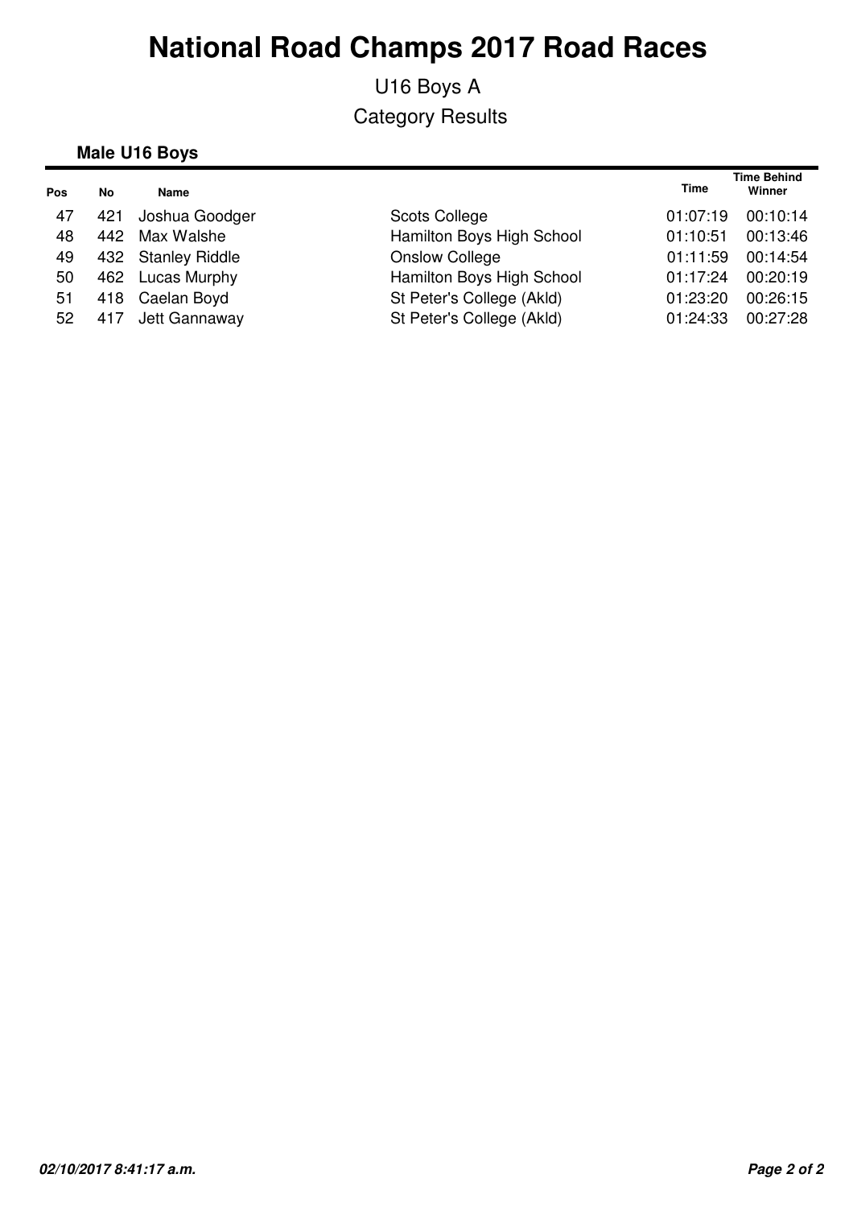# National Road Champs 2017 Road Races

U16 Boys A

Category Results

### Male U16 Boys

| Pos | No | Name | | Time | Time Behind Winner |
|---|---|---|---|---|---|
| 47 | 421 | Joshua Goodger | Scots College | 01:07:19 | 00:10:14 |
| 48 | 442 | Max Walshe | Hamilton Boys High School | 01:10:51 | 00:13:46 |
| 49 | 432 | Stanley Riddle | Onslow College | 01:11:59 | 00:14:54 |
| 50 | 462 | Lucas Murphy | Hamilton Boys High School | 01:17:24 | 00:20:19 |
| 51 | 418 | Caelan Boyd | St Peter's College (Akld) | 01:23:20 | 00:26:15 |
| 52 | 417 | Jett Gannaway | St Peter's College (Akld) | 01:24:33 | 00:27:28 |

*02/10/2017 8:41:17 a.m.*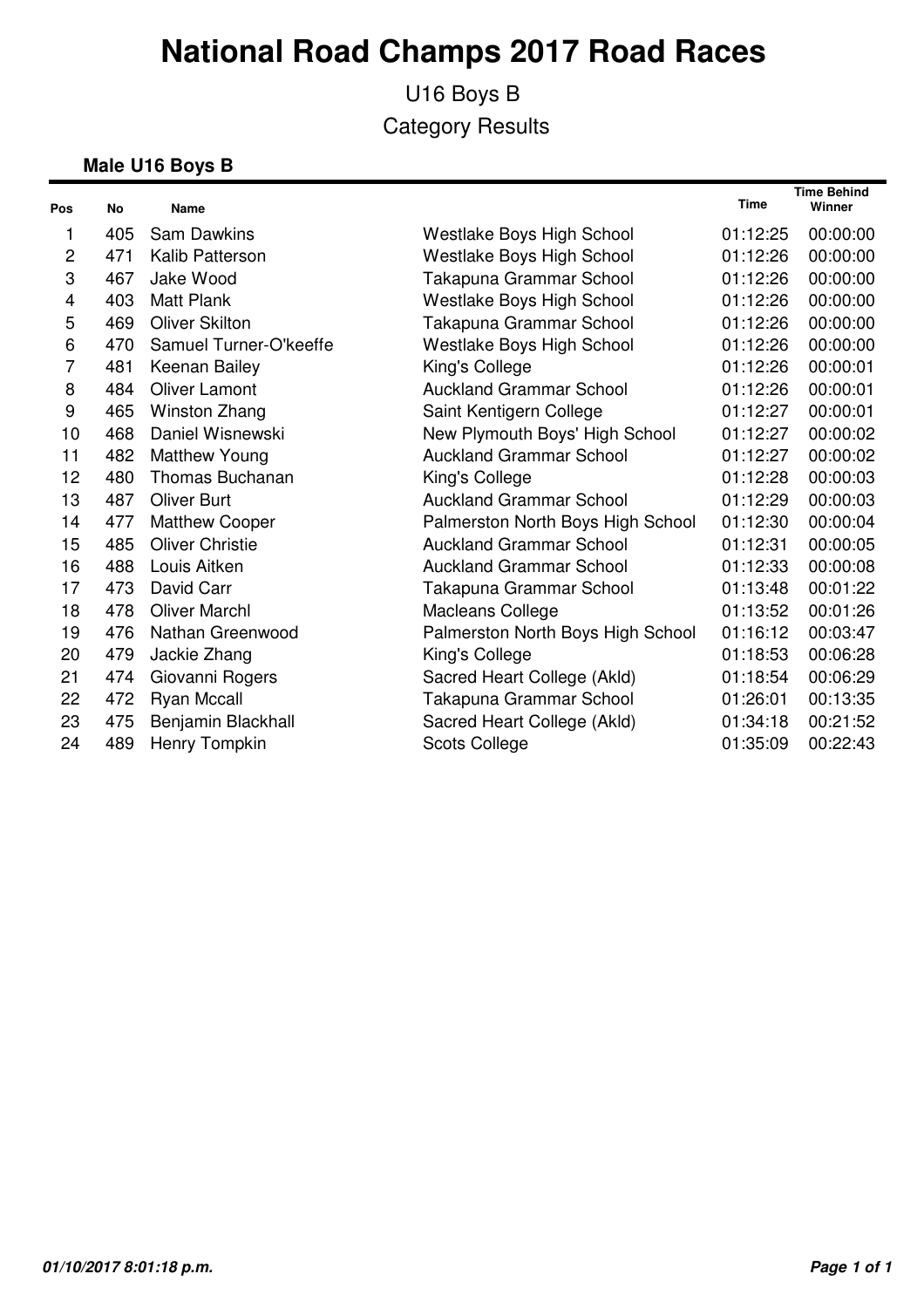# National Road Champs 2017 Road Races

U16 Boys B

Category Results

### Male U16 Boys B

| Pos | No | Name | | Time | Time Behind Winner |
|---|---|---|---|---|---|
| 1 | 405 | Sam Dawkins | Westlake Boys High School | 01:12:25 | 00:00:00 |
| 2 | 471 | Kalib Patterson | Westlake Boys High School | 01:12:26 | 00:00:00 |
| 3 | 467 | Jake Wood | Takapuna Grammar School | 01:12:26 | 00:00:00 |
| 4 | 403 | Matt Plank | Westlake Boys High School | 01:12:26 | 00:00:00 |
| 5 | 469 | Oliver Skilton | Takapuna Grammar School | 01:12:26 | 00:00:00 |
| 6 | 470 | Samuel Turner-O'keeffe | Westlake Boys High School | 01:12:26 | 00:00:00 |
| 7 | 481 | Keenan Bailey | King's College | 01:12:26 | 00:00:01 |
| 8 | 484 | Oliver Lamont | Auckland Grammar School | 01:12:26 | 00:00:01 |
| 9 | 465 | Winston Zhang | Saint Kentigern College | 01:12:27 | 00:00:01 |
| 10 | 468 | Daniel Wisnewski | New Plymouth Boys' High School | 01:12:27 | 00:00:02 |
| 11 | 482 | Matthew Young | Auckland Grammar School | 01:12:27 | 00:00:02 |
| 12 | 480 | Thomas Buchanan | King's College | 01:12:28 | 00:00:03 |
| 13 | 487 | Oliver Burt | Auckland Grammar School | 01:12:29 | 00:00:03 |
| 14 | 477 | Matthew Cooper | Palmerston North Boys High School | 01:12:30 | 00:00:04 |
| 15 | 485 | Oliver Christie | Auckland Grammar School | 01:12:31 | 00:00:05 |
| 16 | 488 | Louis Aitken | Auckland Grammar School | 01:12:33 | 00:00:08 |
| 17 | 473 | David Carr | Takapuna Grammar School | 01:13:48 | 00:01:22 |
| 18 | 478 | Oliver Marchl | Macleans College | 01:13:52 | 00:01:26 |
| 19 | 476 | Nathan Greenwood | Palmerston North Boys High School | 01:16:12 | 00:03:47 |
| 20 | 479 | Jackie Zhang | King's College | 01:18:53 | 00:06:28 |
| 21 | 474 | Giovanni Rogers | Sacred Heart College (Akld) | 01:18:54 | 00:06:29 |
| 22 | 472 | Ryan Mccall | Takapuna Grammar School | 01:26:01 | 00:13:35 |
| 23 | 475 | Benjamin Blackhall | Sacred Heart College (Akld) | 01:34:18 | 00:21:52 |
| 24 | 489 | Henry Tompkin | Scots College | 01:35:09 | 00:22:43 |

*01/10/2017 8:01:18 p.m.*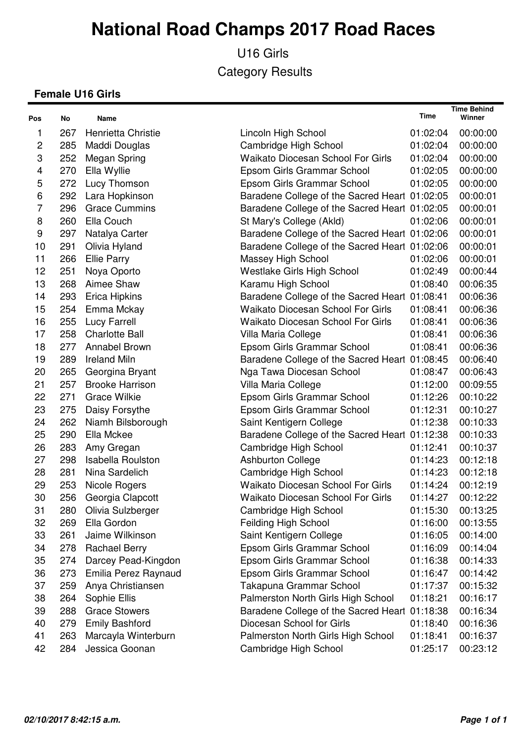# National Road Champs 2017 Road Races

U16 Girls

Category Results

**Female U16 Girls**

| Pos | No | Name | | Time | Time Behind Winner |
|---|---|---|---|---|---|
| 1 | 267 | Henrietta Christie | Lincoln High School | 01:02:04 | 00:00:00 |
| 2 | 285 | Maddi Douglas | Cambridge High School | 01:02:04 | 00:00:00 |
| 3 | 252 | Megan Spring | Waikato Diocesan School For Girls | 01:02:04 | 00:00:00 |
| 4 | 270 | Ella Wyllie | Epsom Girls Grammar School | 01:02:05 | 00:00:00 |
| 5 | 272 | Lucy Thomson | Epsom Girls Grammar School | 01:02:05 | 00:00:00 |
| 6 | 292 | Lara Hopkinson | Baradene College of the Sacred Heart | 01:02:05 | 00:00:01 |
| 7 | 296 | Grace Cummins | Baradene College of the Sacred Heart | 01:02:05 | 00:00:01 |
| 8 | 260 | Ella Couch | St Mary's College (Akld) | 01:02:06 | 00:00:01 |
| 9 | 297 | Natalya Carter | Baradene College of the Sacred Heart | 01:02:06 | 00:00:01 |
| 10 | 291 | Olivia Hyland | Baradene College of the Sacred Heart | 01:02:06 | 00:00:01 |
| 11 | 266 | Ellie Parry | Massey High School | 01:02:06 | 00:00:01 |
| 12 | 251 | Noya Oporto | Westlake Girls High School | 01:02:49 | 00:00:44 |
| 13 | 268 | Aimee Shaw | Karamu High School | 01:08:40 | 00:06:35 |
| 14 | 293 | Erica Hipkins | Baradene College of the Sacred Heart | 01:08:41 | 00:06:36 |
| 15 | 254 | Emma Mckay | Waikato Diocesan School For Girls | 01:08:41 | 00:06:36 |
| 16 | 255 | Lucy Farrell | Waikato Diocesan School For Girls | 01:08:41 | 00:06:36 |
| 17 | 258 | Charlotte Ball | Villa Maria College | 01:08:41 | 00:06:36 |
| 18 | 277 | Annabel Brown | Epsom Girls Grammar School | 01:08:41 | 00:06:36 |
| 19 | 289 | Ireland Miln | Baradene College of the Sacred Heart | 01:08:45 | 00:06:40 |
| 20 | 265 | Georgina Bryant | Nga Tawa Diocesan School | 01:08:47 | 00:06:43 |
| 21 | 257 | Brooke Harrison | Villa Maria College | 01:12:00 | 00:09:55 |
| 22 | 271 | Grace Wilkie | Epsom Girls Grammar School | 01:12:26 | 00:10:22 |
| 23 | 275 | Daisy Forsythe | Epsom Girls Grammar School | 01:12:31 | 00:10:27 |
| 24 | 262 | Niamh Bilsborough | Saint Kentigern College | 01:12:38 | 00:10:33 |
| 25 | 290 | Ella Mckee | Baradene College of the Sacred Heart | 01:12:38 | 00:10:33 |
| 26 | 283 | Amy Gregan | Cambridge High School | 01:12:41 | 00:10:37 |
| 27 | 298 | Isabella Roulston | Ashburton College | 01:14:23 | 00:12:18 |
| 28 | 281 | Nina Sardelich | Cambridge High School | 01:14:23 | 00:12:18 |
| 29 | 253 | Nicole Rogers | Waikato Diocesan School For Girls | 01:14:24 | 00:12:19 |
| 30 | 256 | Georgia Clapcott | Waikato Diocesan School For Girls | 01:14:27 | 00:12:22 |
| 31 | 280 | Olivia Sulzberger | Cambridge High School | 01:15:30 | 00:13:25 |
| 32 | 269 | Ella Gordon | Feilding High School | 01:16:00 | 00:13:55 |
| 33 | 261 | Jaime Wilkinson | Saint Kentigern College | 01:16:05 | 00:14:00 |
| 34 | 278 | Rachael Berry | Epsom Girls Grammar School | 01:16:09 | 00:14:04 |
| 35 | 274 | Darcey Pead-Kingdon | Epsom Girls Grammar School | 01:16:38 | 00:14:33 |
| 36 | 273 | Emilia Perez Raynaud | Epsom Girls Grammar School | 01:16:47 | 00:14:42 |
| 37 | 259 | Anya Christiansen | Takapuna Grammar School | 01:17:37 | 00:15:32 |
| 38 | 264 | Sophie Ellis | Palmerston North Girls High School | 01:18:21 | 00:16:17 |
| 39 | 288 | Grace Stowers | Baradene College of the Sacred Heart | 01:18:38 | 00:16:34 |
| 40 | 279 | Emily Bashford | Diocesan School for Girls | 01:18:40 | 00:16:36 |
| 41 | 263 | Marcayla Winterburn | Palmerston North Girls High School | 01:18:41 | 00:16:37 |
| 42 | 284 | Jessica Goonan | Cambridge High School | 01:25:17 | 00:23:12 |

*02/10/2017 8:42:15 a.m.*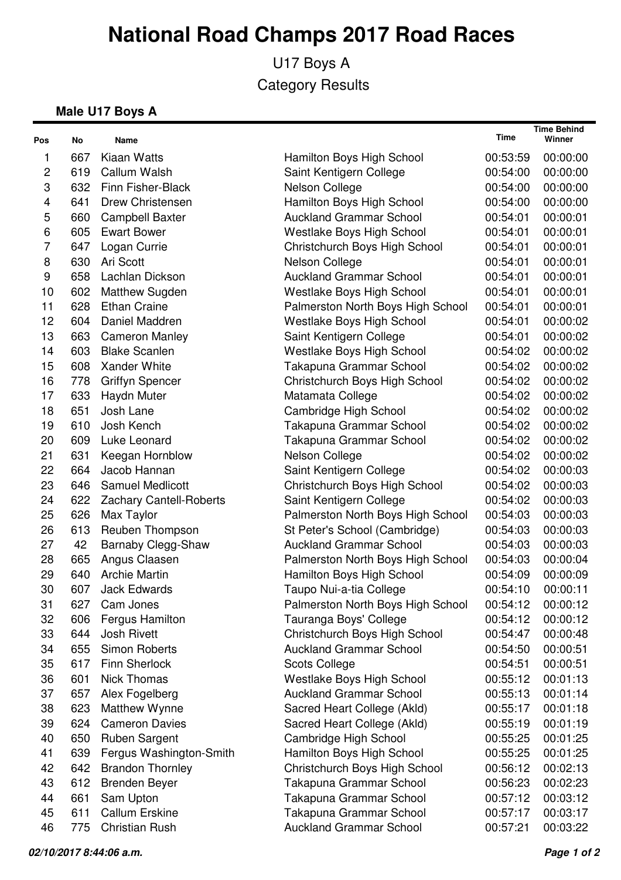# National Road Champs 2017 Road Races

U17 Boys A

Category Results

### Male U17 Boys A

| Pos | No | Name | | Time | Time Behind Winner |
|---|---|---|---|---|---|
| 1 | 667 | Kiaan Watts | Hamilton Boys High School | 00:53:59 | 00:00:00 |
| 2 | 619 | Callum Walsh | Saint Kentigern College | 00:54:00 | 00:00:00 |
| 3 | 632 | Finn Fisher-Black | Nelson College | 00:54:00 | 00:00:00 |
| 4 | 641 | Drew Christensen | Hamilton Boys High School | 00:54:00 | 00:00:00 |
| 5 | 660 | Campbell Baxter | Auckland Grammar School | 00:54:01 | 00:00:01 |
| 6 | 605 | Ewart Bower | Westlake Boys High School | 00:54:01 | 00:00:01 |
| 7 | 647 | Logan Currie | Christchurch Boys High School | 00:54:01 | 00:00:01 |
| 8 | 630 | Ari Scott | Nelson College | 00:54:01 | 00:00:01 |
| 9 | 658 | Lachlan Dickson | Auckland Grammar School | 00:54:01 | 00:00:01 |
| 10 | 602 | Matthew Sugden | Westlake Boys High School | 00:54:01 | 00:00:01 |
| 11 | 628 | Ethan Craine | Palmerston North Boys High School | 00:54:01 | 00:00:01 |
| 12 | 604 | Daniel Maddren | Westlake Boys High School | 00:54:01 | 00:00:02 |
| 13 | 663 | Cameron Manley | Saint Kentigern College | 00:54:01 | 00:00:02 |
| 14 | 603 | Blake Scanlen | Westlake Boys High School | 00:54:02 | 00:00:02 |
| 15 | 608 | Xander White | Takapuna Grammar School | 00:54:02 | 00:00:02 |
| 16 | 778 | Griffyn Spencer | Christchurch Boys High School | 00:54:02 | 00:00:02 |
| 17 | 633 | Haydn Muter | Matamata College | 00:54:02 | 00:00:02 |
| 18 | 651 | Josh Lane | Cambridge High School | 00:54:02 | 00:00:02 |
| 19 | 610 | Josh Kench | Takapuna Grammar School | 00:54:02 | 00:00:02 |
| 20 | 609 | Luke Leonard | Takapuna Grammar School | 00:54:02 | 00:00:02 |
| 21 | 631 | Keegan Hornblow | Nelson College | 00:54:02 | 00:00:02 |
| 22 | 664 | Jacob Hannan | Saint Kentigern College | 00:54:02 | 00:00:03 |
| 23 | 646 | Samuel Medlicott | Christchurch Boys High School | 00:54:02 | 00:00:03 |
| 24 | 622 | Zachary Cantell-Roberts | Saint Kentigern College | 00:54:02 | 00:00:03 |
| 25 | 626 | Max Taylor | Palmerston North Boys High School | 00:54:03 | 00:00:03 |
| 26 | 613 | Reuben Thompson | St Peter's School (Cambridge) | 00:54:03 | 00:00:03 |
| 27 | 42 | Barnaby Clegg-Shaw | Auckland Grammar School | 00:54:03 | 00:00:03 |
| 28 | 665 | Angus Claasen | Palmerston North Boys High School | 00:54:03 | 00:00:04 |
| 29 | 640 | Archie Martin | Hamilton Boys High School | 00:54:09 | 00:00:09 |
| 30 | 607 | Jack Edwards | Taupo Nui-a-tia College | 00:54:10 | 00:00:11 |
| 31 | 627 | Cam Jones | Palmerston North Boys High School | 00:54:12 | 00:00:12 |
| 32 | 606 | Fergus Hamilton | Tauranga Boys' College | 00:54:12 | 00:00:12 |
| 33 | 644 | Josh Rivett | Christchurch Boys High School | 00:54:47 | 00:00:48 |
| 34 | 655 | Simon Roberts | Auckland Grammar School | 00:54:50 | 00:00:51 |
| 35 | 617 | Finn Sherlock | Scots College | 00:54:51 | 00:00:51 |
| 36 | 601 | Nick Thomas | Westlake Boys High School | 00:55:12 | 00:01:13 |
| 37 | 657 | Alex Fogelberg | Auckland Grammar School | 00:55:13 | 00:01:14 |
| 38 | 623 | Matthew Wynne | Sacred Heart College (Akld) | 00:55:17 | 00:01:18 |
| 39 | 624 | Cameron Davies | Sacred Heart College (Akld) | 00:55:19 | 00:01:19 |
| 40 | 650 | Ruben Sargent | Cambridge High School | 00:55:25 | 00:01:25 |
| 41 | 639 | Fergus Washington-Smith | Hamilton Boys High School | 00:55:25 | 00:01:25 |
| 42 | 642 | Brandon Thornley | Christchurch Boys High School | 00:56:12 | 00:02:13 |
| 43 | 612 | Brenden Beyer | Takapuna Grammar School | 00:56:23 | 00:02:23 |
| 44 | 661 | Sam Upton | Takapuna Grammar School | 00:57:12 | 00:03:12 |
| 45 | 611 | Callum Erskine | Takapuna Grammar School | 00:57:17 | 00:03:17 |
| 46 | 775 | Christian Rush | Auckland Grammar School | 00:57:21 | 00:03:22 |

*02/10/2017 8:44:06 a.m.*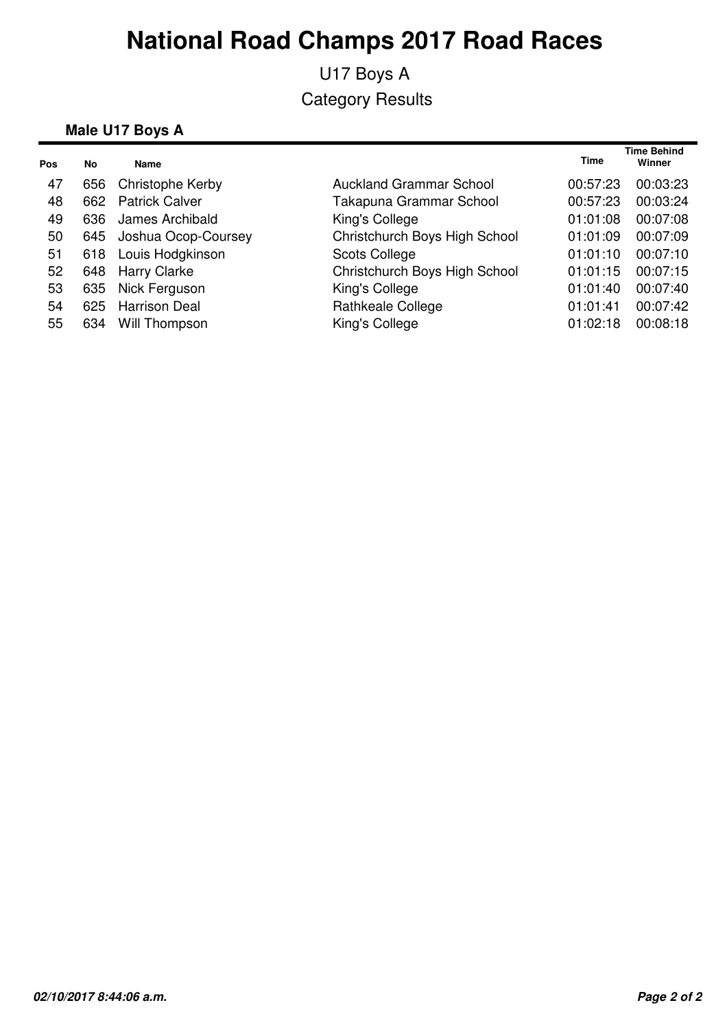# National Road Champs 2017 Road Races

U17 Boys A

Category Results

### Male U17 Boys A

| Pos | No | Name | | Time | Time Behind Winner |
|---|---|---|---|---|---|
| 47 | 656 | Christophe Kerby | Auckland Grammar School | 00:57:23 | 00:03:23 |
| 48 | 662 | Patrick Calver | Takapuna Grammar School | 00:57:23 | 00:03:24 |
| 49 | 636 | James Archibald | King's College | 01:01:08 | 00:07:08 |
| 50 | 645 | Joshua Ocop-Coursey | Christchurch Boys High School | 01:01:09 | 00:07:09 |
| 51 | 618 | Louis Hodgkinson | Scots College | 01:01:10 | 00:07:10 |
| 52 | 648 | Harry Clarke | Christchurch Boys High School | 01:01:15 | 00:07:15 |
| 53 | 635 | Nick Ferguson | King's College | 01:01:40 | 00:07:40 |
| 54 | 625 | Harrison Deal | Rathkeale College | 01:01:41 | 00:07:42 |
| 55 | 634 | Will Thompson | King's College | 01:02:18 | 00:08:18 |

*02/10/2017 8:44:06 a.m.*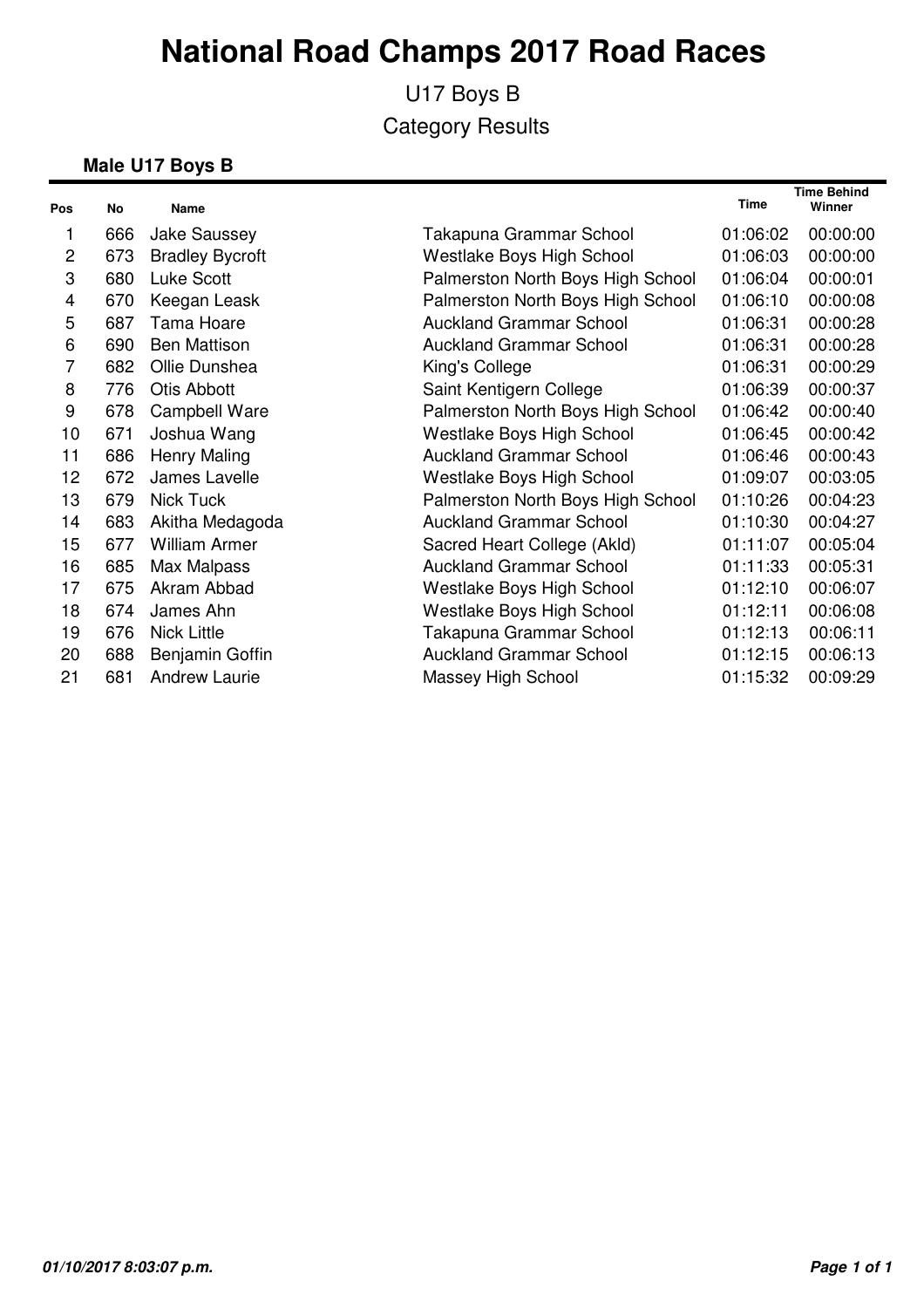# National Road Champs 2017 Road Races

U17 Boys B

Category Results

### Male U17 Boys B

| Pos | No | Name | | Time | Time Behind Winner |
|---|---|---|---|---|---|
| 1 | 666 | Jake Saussey | Takapuna Grammar School | 01:06:02 | 00:00:00 |
| 2 | 673 | Bradley Bycroft | Westlake Boys High School | 01:06:03 | 00:00:00 |
| 3 | 680 | Luke Scott | Palmerston North Boys High School | 01:06:04 | 00:00:01 |
| 4 | 670 | Keegan Leask | Palmerston North Boys High School | 01:06:10 | 00:00:08 |
| 5 | 687 | Tama Hoare | Auckland Grammar School | 01:06:31 | 00:00:28 |
| 6 | 690 | Ben Mattison | Auckland Grammar School | 01:06:31 | 00:00:28 |
| 7 | 682 | Ollie Dunshea | King's College | 01:06:31 | 00:00:29 |
| 8 | 776 | Otis Abbott | Saint Kentigern College | 01:06:39 | 00:00:37 |
| 9 | 678 | Campbell Ware | Palmerston North Boys High School | 01:06:42 | 00:00:40 |
| 10 | 671 | Joshua Wang | Westlake Boys High School | 01:06:45 | 00:00:42 |
| 11 | 686 | Henry Maling | Auckland Grammar School | 01:06:46 | 00:00:43 |
| 12 | 672 | James Lavelle | Westlake Boys High School | 01:09:07 | 00:03:05 |
| 13 | 679 | Nick Tuck | Palmerston North Boys High School | 01:10:26 | 00:04:23 |
| 14 | 683 | Akitha Medagoda | Auckland Grammar School | 01:10:30 | 00:04:27 |
| 15 | 677 | William Armer | Sacred Heart College (Akld) | 01:11:07 | 00:05:04 |
| 16 | 685 | Max Malpass | Auckland Grammar School | 01:11:33 | 00:05:31 |
| 17 | 675 | Akram Abbad | Westlake Boys High School | 01:12:10 | 00:06:07 |
| 18 | 674 | James Ahn | Westlake Boys High School | 01:12:11 | 00:06:08 |
| 19 | 676 | Nick Little | Takapuna Grammar School | 01:12:13 | 00:06:11 |
| 20 | 688 | Benjamin Goffin | Auckland Grammar School | 01:12:15 | 00:06:13 |
| 21 | 681 | Andrew Laurie | Massey High School | 01:15:32 | 00:09:29 |

*01/10/2017 8:03:07 p.m.*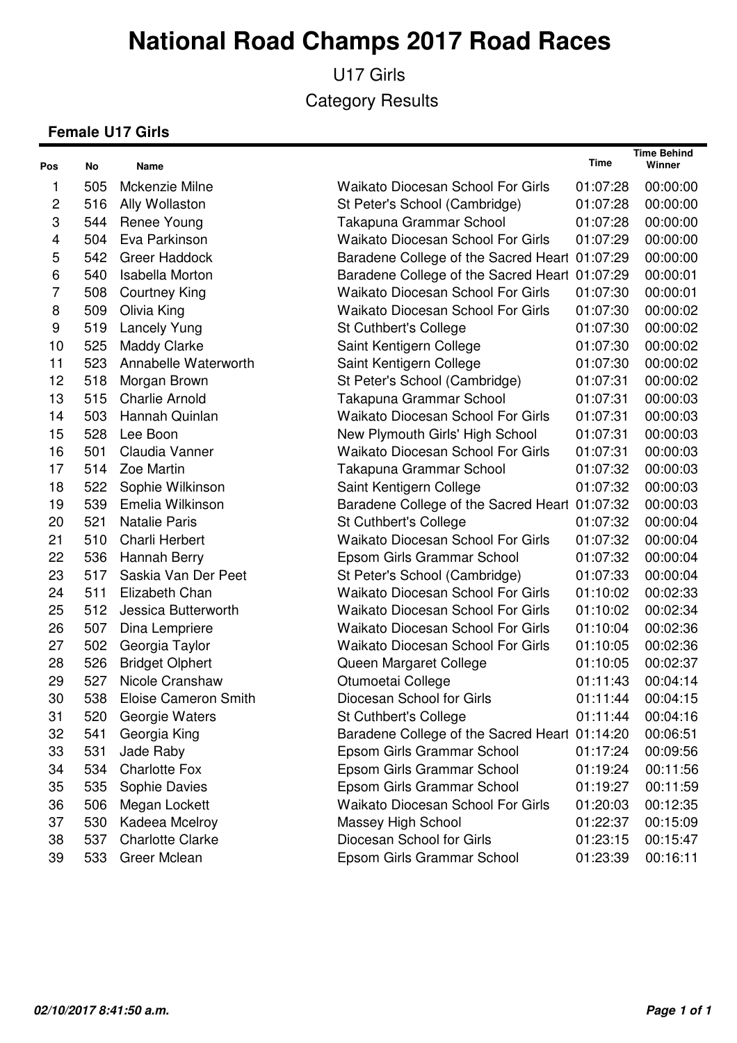# National Road Champs 2017 Road Races

U17 Girls

Category Results

### Female U17 Girls

| Pos | No | Name | | Time | Time Behind Winner |
|---|---|---|---|---|---|
| 1 | 505 | Mckenzie Milne | Waikato Diocesan School For Girls | 01:07:28 | 00:00:00 |
| 2 | 516 | Ally Wollaston | St Peter's School (Cambridge) | 01:07:28 | 00:00:00 |
| 3 | 544 | Renee Young | Takapuna Grammar School | 01:07:28 | 00:00:00 |
| 4 | 504 | Eva Parkinson | Waikato Diocesan School For Girls | 01:07:29 | 00:00:00 |
| 5 | 542 | Greer Haddock | Baradene College of the Sacred Heart | 01:07:29 | 00:00:00 |
| 6 | 540 | Isabella Morton | Baradene College of the Sacred Heart | 01:07:29 | 00:00:01 |
| 7 | 508 | Courtney King | Waikato Diocesan School For Girls | 01:07:30 | 00:00:01 |
| 8 | 509 | Olivia King | Waikato Diocesan School For Girls | 01:07:30 | 00:00:02 |
| 9 | 519 | Lancely Yung | St Cuthbert's College | 01:07:30 | 00:00:02 |
| 10 | 525 | Maddy Clarke | Saint Kentigern College | 01:07:30 | 00:00:02 |
| 11 | 523 | Annabelle Waterworth | Saint Kentigern College | 01:07:30 | 00:00:02 |
| 12 | 518 | Morgan Brown | St Peter's School (Cambridge) | 01:07:31 | 00:00:02 |
| 13 | 515 | Charlie Arnold | Takapuna Grammar School | 01:07:31 | 00:00:03 |
| 14 | 503 | Hannah Quinlan | Waikato Diocesan School For Girls | 01:07:31 | 00:00:03 |
| 15 | 528 | Lee Boon | New Plymouth Girls' High School | 01:07:31 | 00:00:03 |
| 16 | 501 | Claudia Vanner | Waikato Diocesan School For Girls | 01:07:31 | 00:00:03 |
| 17 | 514 | Zoe Martin | Takapuna Grammar School | 01:07:32 | 00:00:03 |
| 18 | 522 | Sophie Wilkinson | Saint Kentigern College | 01:07:32 | 00:00:03 |
| 19 | 539 | Emelia Wilkinson | Baradene College of the Sacred Heart | 01:07:32 | 00:00:03 |
| 20 | 521 | Natalie Paris | St Cuthbert's College | 01:07:32 | 00:00:04 |
| 21 | 510 | Charli Herbert | Waikato Diocesan School For Girls | 01:07:32 | 00:00:04 |
| 22 | 536 | Hannah Berry | Epsom Girls Grammar School | 01:07:32 | 00:00:04 |
| 23 | 517 | Saskia Van Der Peet | St Peter's School (Cambridge) | 01:07:33 | 00:00:04 |
| 24 | 511 | Elizabeth Chan | Waikato Diocesan School For Girls | 01:10:02 | 00:02:33 |
| 25 | 512 | Jessica Butterworth | Waikato Diocesan School For Girls | 01:10:02 | 00:02:34 |
| 26 | 507 | Dina Lempriere | Waikato Diocesan School For Girls | 01:10:04 | 00:02:36 |
| 27 | 502 | Georgia Taylor | Waikato Diocesan School For Girls | 01:10:05 | 00:02:36 |
| 28 | 526 | Bridget Olphert | Queen Margaret College | 01:10:05 | 00:02:37 |
| 29 | 527 | Nicole Cranshaw | Otumoetai College | 01:11:43 | 00:04:14 |
| 30 | 538 | Eloise Cameron Smith | Diocesan School for Girls | 01:11:44 | 00:04:15 |
| 31 | 520 | Georgie Waters | St Cuthbert's College | 01:11:44 | 00:04:16 |
| 32 | 541 | Georgia King | Baradene College of the Sacred Heart | 01:14:20 | 00:06:51 |
| 33 | 531 | Jade Raby | Epsom Girls Grammar School | 01:17:24 | 00:09:56 |
| 34 | 534 | Charlotte Fox | Epsom Girls Grammar School | 01:19:24 | 00:11:56 |
| 35 | 535 | Sophie Davies | Epsom Girls Grammar School | 01:19:27 | 00:11:59 |
| 36 | 506 | Megan Lockett | Waikato Diocesan School For Girls | 01:20:03 | 00:12:35 |
| 37 | 530 | Kadeea Mcelroy | Massey High School | 01:22:37 | 00:15:09 |
| 38 | 537 | Charlotte Clarke | Diocesan School for Girls | 01:23:15 | 00:15:47 |
| 39 | 533 | Greer Mclean | Epsom Girls Grammar School | 01:23:39 | 00:16:11 |

*02/10/2017 8:41:50 a.m.*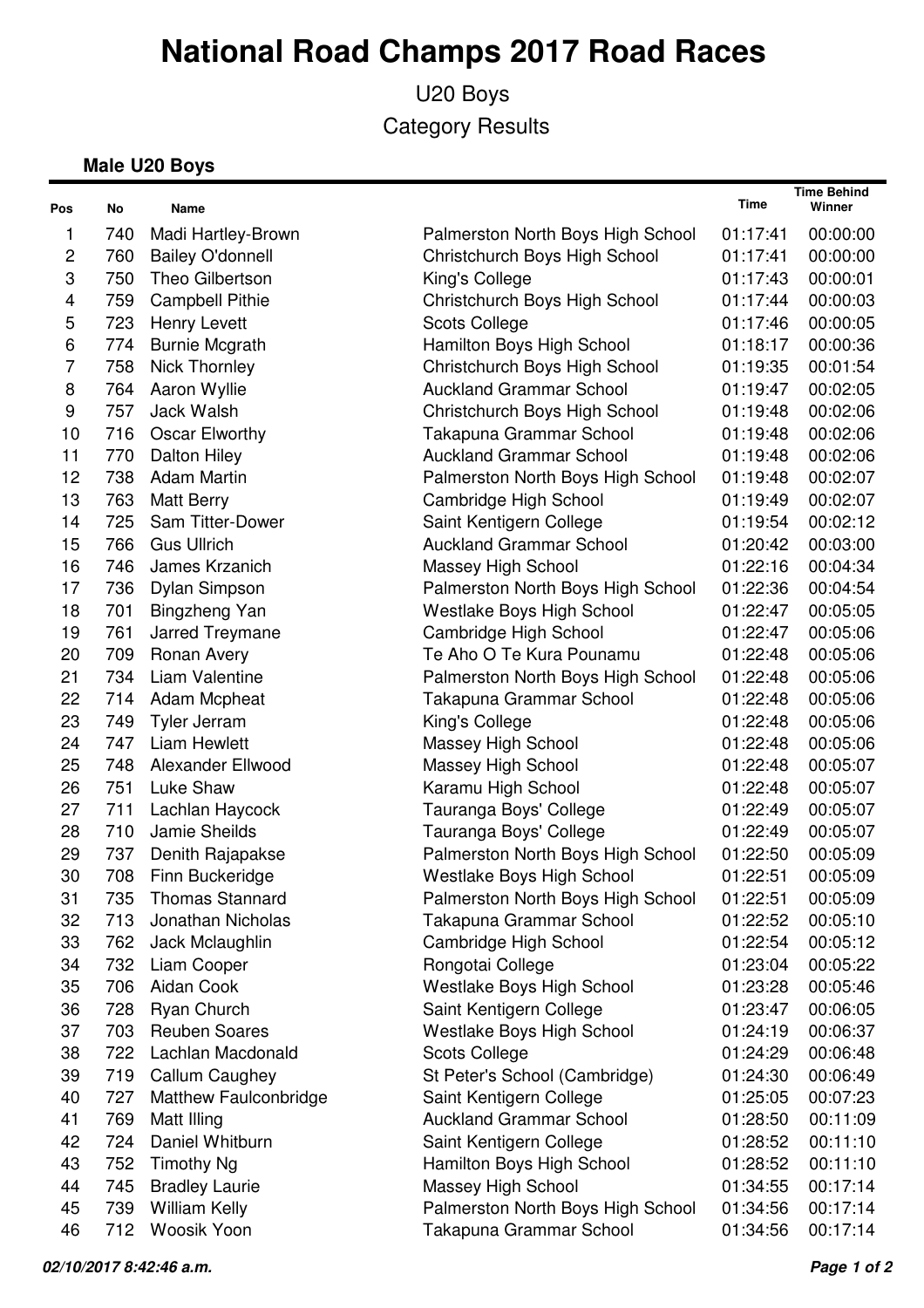# National Road Champs 2017 Road Races

U20 Boys

Category Results

### Male U20 Boys

| Pos | No | Name | | Time | Time Behind Winner |
|---|---|---|---|---|---|
| 1 | 740 | Madi Hartley-Brown | Palmerston North Boys High School | 01:17:41 | 00:00:00 |
| 2 | 760 | Bailey O'donnell | Christchurch Boys High School | 01:17:41 | 00:00:00 |
| 3 | 750 | Theo Gilbertson | King's College | 01:17:43 | 00:00:01 |
| 4 | 759 | Campbell Pithie | Christchurch Boys High School | 01:17:44 | 00:00:03 |
| 5 | 723 | Henry Levett | Scots College | 01:17:46 | 00:00:05 |
| 6 | 774 | Burnie Mcgrath | Hamilton Boys High School | 01:18:17 | 00:00:36 |
| 7 | 758 | Nick Thornley | Christchurch Boys High School | 01:19:35 | 00:01:54 |
| 8 | 764 | Aaron Wyllie | Auckland Grammar School | 01:19:47 | 00:02:05 |
| 9 | 757 | Jack Walsh | Christchurch Boys High School | 01:19:48 | 00:02:06 |
| 10 | 716 | Oscar Elworthy | Takapuna Grammar School | 01:19:48 | 00:02:06 |
| 11 | 770 | Dalton Hiley | Auckland Grammar School | 01:19:48 | 00:02:06 |
| 12 | 738 | Adam Martin | Palmerston North Boys High School | 01:19:48 | 00:02:07 |
| 13 | 763 | Matt Berry | Cambridge High School | 01:19:49 | 00:02:07 |
| 14 | 725 | Sam Titter-Dower | Saint Kentigern College | 01:19:54 | 00:02:12 |
| 15 | 766 | Gus Ullrich | Auckland Grammar School | 01:20:42 | 00:03:00 |
| 16 | 746 | James Krzanich | Massey High School | 01:22:16 | 00:04:34 |
| 17 | 736 | Dylan Simpson | Palmerston North Boys High School | 01:22:36 | 00:04:54 |
| 18 | 701 | Bingzheng Yan | Westlake Boys High School | 01:22:47 | 00:05:05 |
| 19 | 761 | Jarred Treymane | Cambridge High School | 01:22:47 | 00:05:06 |
| 20 | 709 | Ronan Avery | Te Aho O Te Kura Pounamu | 01:22:48 | 00:05:06 |
| 21 | 734 | Liam Valentine | Palmerston North Boys High School | 01:22:48 | 00:05:06 |
| 22 | 714 | Adam Mcpheat | Takapuna Grammar School | 01:22:48 | 00:05:06 |
| 23 | 749 | Tyler Jerram | King's College | 01:22:48 | 00:05:06 |
| 24 | 747 | Liam Hewlett | Massey High School | 01:22:48 | 00:05:06 |
| 25 | 748 | Alexander Ellwood | Massey High School | 01:22:48 | 00:05:07 |
| 26 | 751 | Luke Shaw | Karamu High School | 01:22:48 | 00:05:07 |
| 27 | 711 | Lachlan Haycock | Tauranga Boys' College | 01:22:49 | 00:05:07 |
| 28 | 710 | Jamie Sheilds | Tauranga Boys' College | 01:22:49 | 00:05:07 |
| 29 | 737 | Denith Rajapakse | Palmerston North Boys High School | 01:22:50 | 00:05:09 |
| 30 | 708 | Finn Buckeridge | Westlake Boys High School | 01:22:51 | 00:05:09 |
| 31 | 735 | Thomas Stannard | Palmerston North Boys High School | 01:22:51 | 00:05:09 |
| 32 | 713 | Jonathan Nicholas | Takapuna Grammar School | 01:22:52 | 00:05:10 |
| 33 | 762 | Jack Mclaughlin | Cambridge High School | 01:22:54 | 00:05:12 |
| 34 | 732 | Liam Cooper | Rongotai College | 01:23:04 | 00:05:22 |
| 35 | 706 | Aidan Cook | Westlake Boys High School | 01:23:28 | 00:05:46 |
| 36 | 728 | Ryan Church | Saint Kentigern College | 01:23:47 | 00:06:05 |
| 37 | 703 | Reuben Soares | Westlake Boys High School | 01:24:19 | 00:06:37 |
| 38 | 722 | Lachlan Macdonald | Scots College | 01:24:29 | 00:06:48 |
| 39 | 719 | Callum Caughey | St Peter's School (Cambridge) | 01:24:30 | 00:06:49 |
| 40 | 727 | Matthew Faulconbridge | Saint Kentigern College | 01:25:05 | 00:07:23 |
| 41 | 769 | Matt Illing | Auckland Grammar School | 01:28:50 | 00:11:09 |
| 42 | 724 | Daniel Whitburn | Saint Kentigern College | 01:28:52 | 00:11:10 |
| 43 | 752 | Timothy Ng | Hamilton Boys High School | 01:28:52 | 00:11:10 |
| 44 | 745 | Bradley Laurie | Massey High School | 01:34:55 | 00:17:14 |
| 45 | 739 | William Kelly | Palmerston North Boys High School | 01:34:56 | 00:17:14 |
| 46 | 712 | Woosik Yoon | Takapuna Grammar School | 01:34:56 | 00:17:14 |

*02/10/2017 8:42:46 a.m.*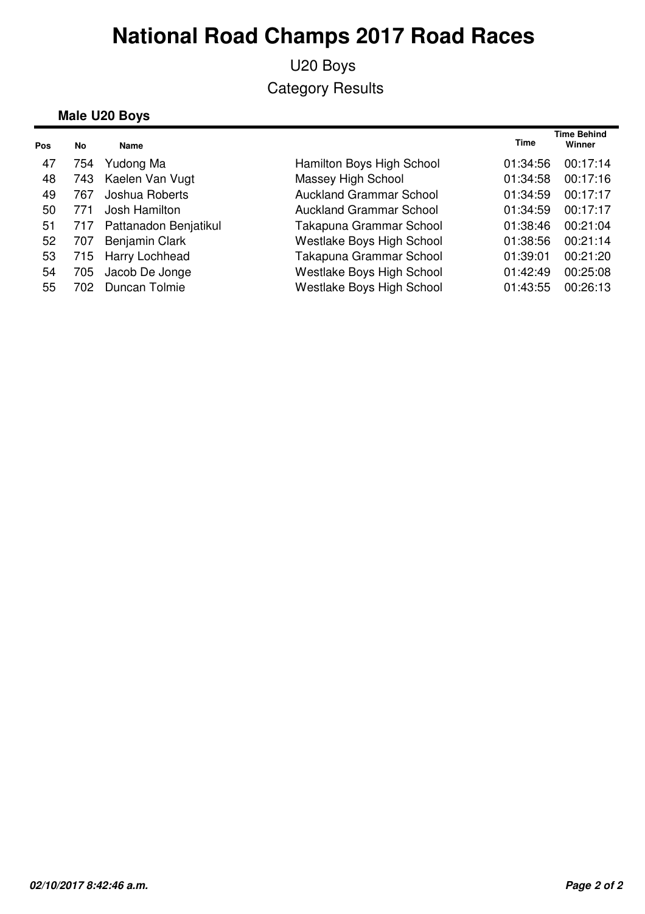# National Road Champs 2017 Road Races

U20 Boys

Category Results

**Male U20 Boys**

| Pos | No | Name | | Time | Time Behind Winner |
|---|---|---|---|---|---|
| 47 | 754 | Yudong Ma | Hamilton Boys High School | 01:34:56 | 00:17:14 |
| 48 | 743 | Kaelen Van Vugt | Massey High School | 01:34:58 | 00:17:16 |
| 49 | 767 | Joshua Roberts | Auckland Grammar School | 01:34:59 | 00:17:17 |
| 50 | 771 | Josh Hamilton | Auckland Grammar School | 01:34:59 | 00:17:17 |
| 51 | 717 | Pattanadon Benjatikul | Takapuna Grammar School | 01:38:46 | 00:21:04 |
| 52 | 707 | Benjamin Clark | Westlake Boys High School | 01:38:56 | 00:21:14 |
| 53 | 715 | Harry Lochhead | Takapuna Grammar School | 01:39:01 | 00:21:20 |
| 54 | 705 | Jacob De Jonge | Westlake Boys High School | 01:42:49 | 00:25:08 |
| 55 | 702 | Duncan Tolmie | Westlake Boys High School | 01:43:55 | 00:26:13 |

*02/10/2017 8:42:46 a.m.*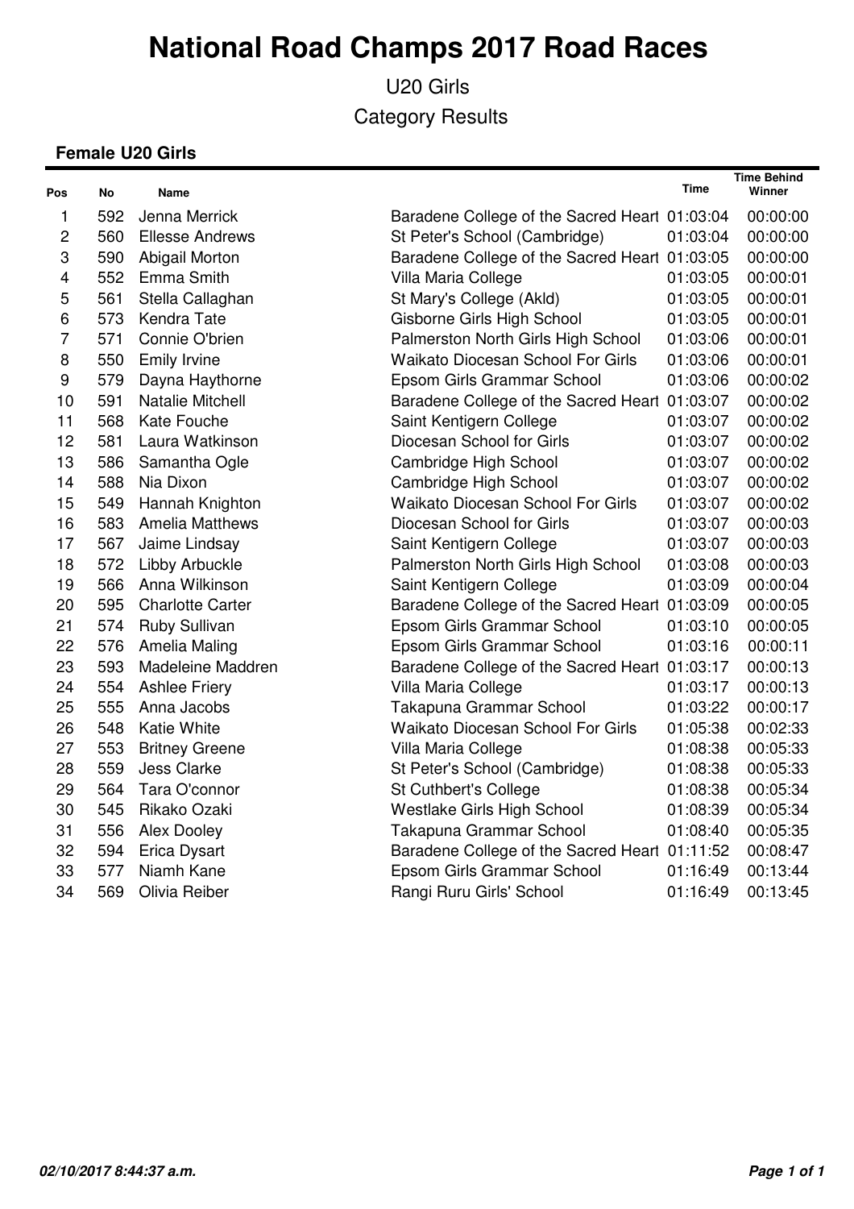# National Road Champs 2017 Road Races

U20 Girls

Category Results

### Female U20 Girls

| Pos | No | Name | | Time | Time Behind Winner |
|---|---|---|---|---|---|
| 1 | 592 | Jenna Merrick | Baradene College of the Sacred Heart | 01:03:04 | 00:00:00 |
| 2 | 560 | Ellesse Andrews | St Peter's School (Cambridge) | 01:03:04 | 00:00:00 |
| 3 | 590 | Abigail Morton | Baradene College of the Sacred Heart | 01:03:05 | 00:00:00 |
| 4 | 552 | Emma Smith | Villa Maria College | 01:03:05 | 00:00:01 |
| 5 | 561 | Stella Callaghan | St Mary's College (Akld) | 01:03:05 | 00:00:01 |
| 6 | 573 | Kendra Tate | Gisborne Girls High School | 01:03:05 | 00:00:01 |
| 7 | 571 | Connie O'brien | Palmerston North Girls High School | 01:03:06 | 00:00:01 |
| 8 | 550 | Emily Irvine | Waikato Diocesan School For Girls | 01:03:06 | 00:00:01 |
| 9 | 579 | Dayna Haythorne | Epsom Girls Grammar School | 01:03:06 | 00:00:02 |
| 10 | 591 | Natalie Mitchell | Baradene College of the Sacred Heart | 01:03:07 | 00:00:02 |
| 11 | 568 | Kate Fouche | Saint Kentigern College | 01:03:07 | 00:00:02 |
| 12 | 581 | Laura Watkinson | Diocesan School for Girls | 01:03:07 | 00:00:02 |
| 13 | 586 | Samantha Ogle | Cambridge High School | 01:03:07 | 00:00:02 |
| 14 | 588 | Nia Dixon | Cambridge High School | 01:03:07 | 00:00:02 |
| 15 | 549 | Hannah Knighton | Waikato Diocesan School For Girls | 01:03:07 | 00:00:02 |
| 16 | 583 | Amelia Matthews | Diocesan School for Girls | 01:03:07 | 00:00:03 |
| 17 | 567 | Jaime Lindsay | Saint Kentigern College | 01:03:07 | 00:00:03 |
| 18 | 572 | Libby Arbuckle | Palmerston North Girls High School | 01:03:08 | 00:00:03 |
| 19 | 566 | Anna Wilkinson | Saint Kentigern College | 01:03:09 | 00:00:04 |
| 20 | 595 | Charlotte Carter | Baradene College of the Sacred Heart | 01:03:09 | 00:00:05 |
| 21 | 574 | Ruby Sullivan | Epsom Girls Grammar School | 01:03:10 | 00:00:05 |
| 22 | 576 | Amelia Maling | Epsom Girls Grammar School | 01:03:16 | 00:00:11 |
| 23 | 593 | Madeleine Maddren | Baradene College of the Sacred Heart | 01:03:17 | 00:00:13 |
| 24 | 554 | Ashlee Friery | Villa Maria College | 01:03:17 | 00:00:13 |
| 25 | 555 | Anna Jacobs | Takapuna Grammar School | 01:03:22 | 00:00:17 |
| 26 | 548 | Katie White | Waikato Diocesan School For Girls | 01:05:38 | 00:02:33 |
| 27 | 553 | Britney Greene | Villa Maria College | 01:08:38 | 00:05:33 |
| 28 | 559 | Jess Clarke | St Peter's School (Cambridge) | 01:08:38 | 00:05:33 |
| 29 | 564 | Tara O'connor | St Cuthbert's College | 01:08:38 | 00:05:34 |
| 30 | 545 | Rikako Ozaki | Westlake Girls High School | 01:08:39 | 00:05:34 |
| 31 | 556 | Alex Dooley | Takapuna Grammar School | 01:08:40 | 00:05:35 |
| 32 | 594 | Erica Dysart | Baradene College of the Sacred Heart | 01:11:52 | 00:08:47 |
| 33 | 577 | Niamh Kane | Epsom Girls Grammar School | 01:16:49 | 00:13:44 |
| 34 | 569 | Olivia Reiber | Rangi Ruru Girls' School | 01:16:49 | 00:13:45 |

*02/10/2017 8:44:37 a.m.*